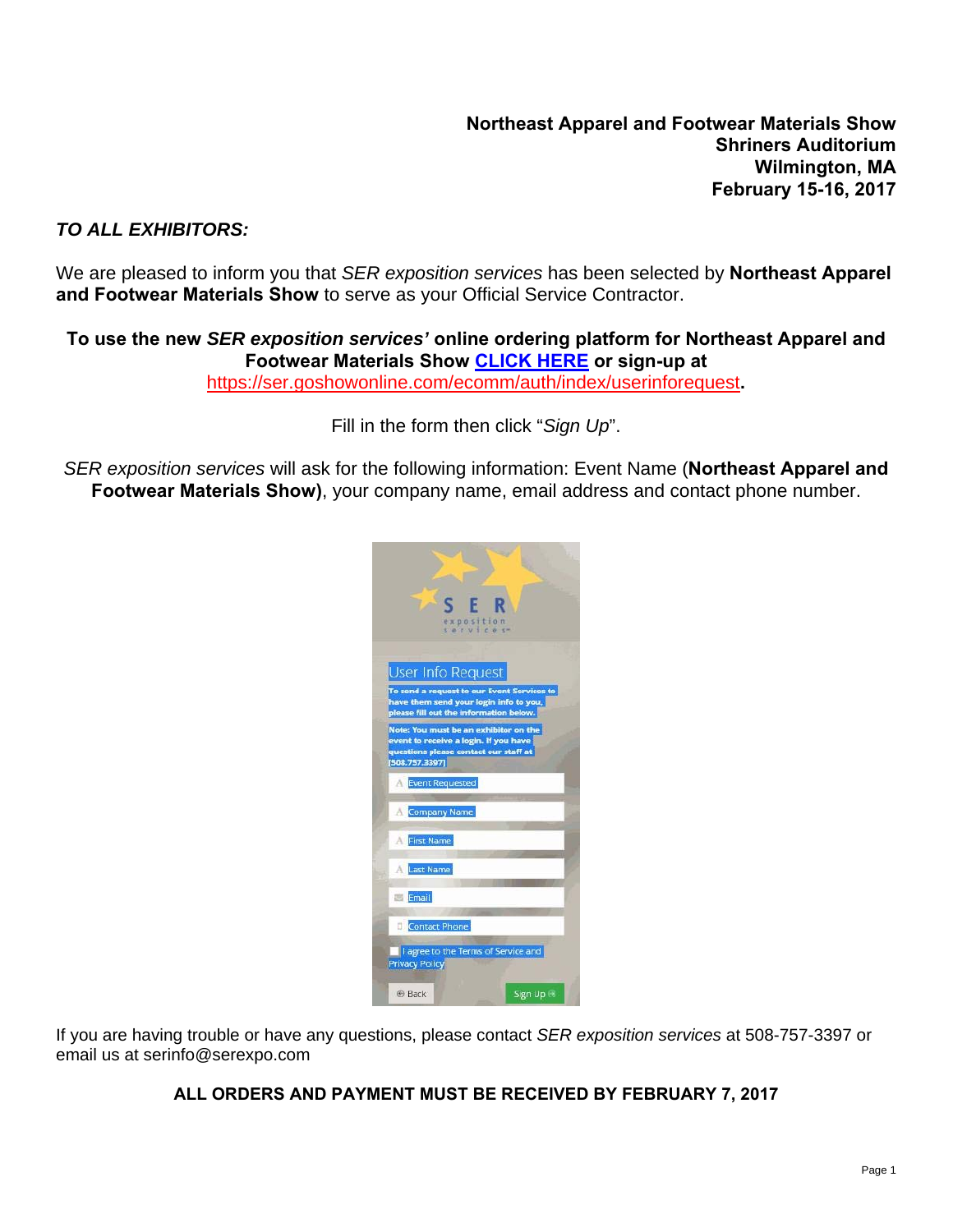**Northeast Apparel and Footwear Materials Show**
**Shriners Auditorium**
**Wilmington, MA**
**February 15-16, 2017**

***TO ALL EXHIBITORS:***

We are pleased to inform you that *SER exposition services* has been selected by **Northeast Apparel and Footwear Materials Show** to serve as your Official Service Contractor.

**To use the new *SER exposition services'* online ordering platform for Northeast Apparel and Footwear Materials Show CLICK HERE or sign-up at** https://ser.goshowonline.com/ecomm/auth/index/userinforequest**.**

Fill in the form then click "*Sign Up*".

*SER exposition services* will ask for the following information: Event Name (**Northeast Apparel and Footwear Materials Show)**, your company name, email address and contact phone number.

If you are having trouble or have any questions, please contact *SER exposition services* at 508-757-3397 or email us at serinfo@serexpo.com

**ALL ORDERS AND PAYMENT MUST BE RECEIVED BY FEBRUARY 7, 2017**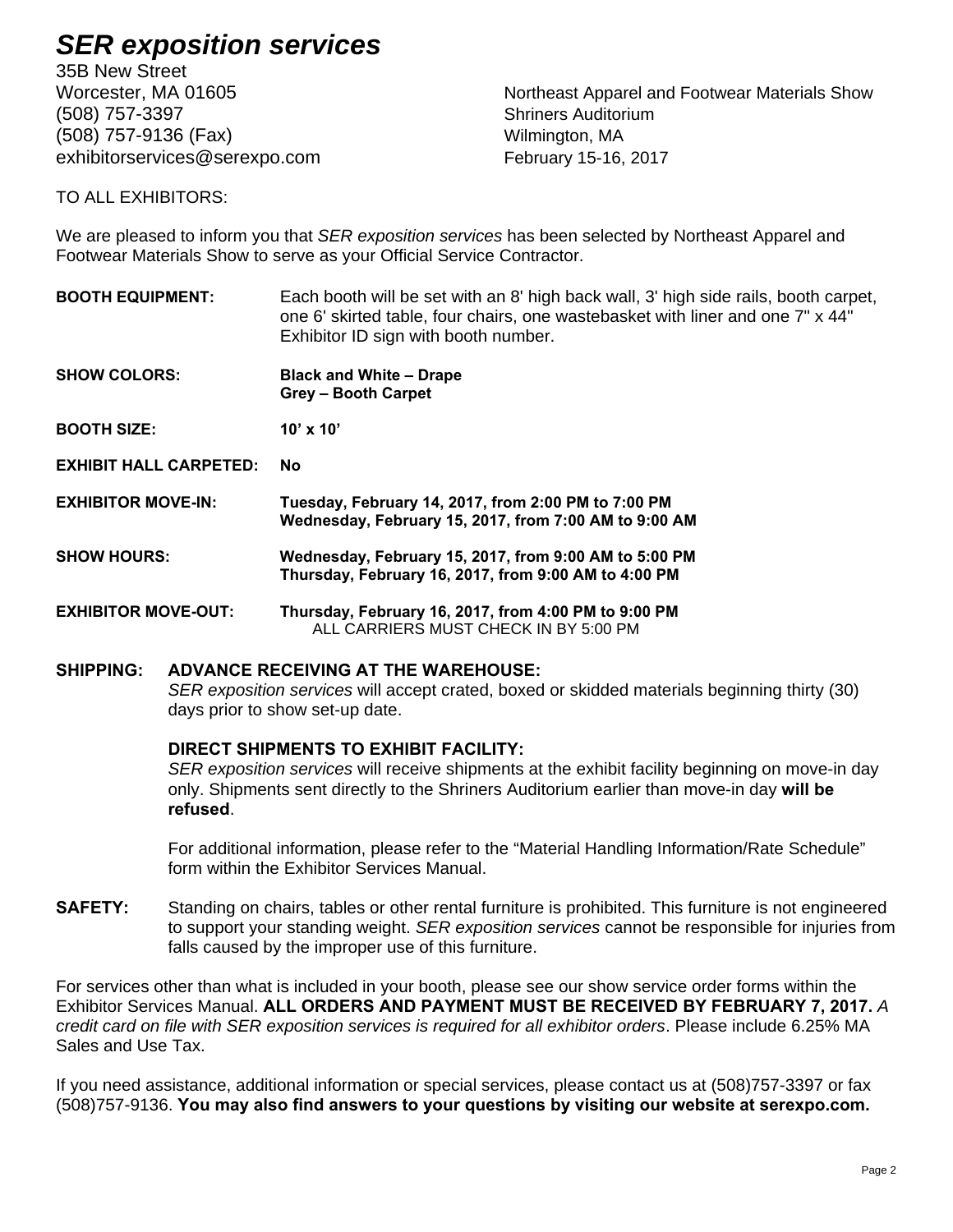# *SER exposition services*

35B New Street
Worcester, MA 01605
(508) 757-3397
(508) 757-9136 (Fax)
exhibitorservices@serexpo.com

Northeast Apparel and Footwear Materials Show
Shriners Auditorium
Wilmington, MA
February 15-16, 2017

TO ALL EXHIBITORS:

We are pleased to inform you that *SER exposition services* has been selected by Northeast Apparel and Footwear Materials Show to serve as your Official Service Contractor.

**BOOTH EQUIPMENT:** Each booth will be set with an 8' high back wall, 3' high side rails, booth carpet, one 6' skirted table, four chairs, one wastebasket with liner and one 7" x 44" Exhibitor ID sign with booth number.

**SHOW COLORS:** **Black and White – Drape**
**Grey – Booth Carpet**

**BOOTH SIZE:** **10' x 10'**

**EXHIBIT HALL CARPETED:** **No**

**EXHIBITOR MOVE-IN:** **Tuesday, February 14, 2017, from 2:00 PM to 7:00 PM**
**Wednesday, February 15, 2017, from 7:00 AM to 9:00 AM**

**SHOW HOURS:** **Wednesday, February 15, 2017, from 9:00 AM to 5:00 PM**
**Thursday, February 16, 2017, from 9:00 AM to 4:00 PM**

**EXHIBITOR MOVE-OUT:** **Thursday, February 16, 2017, from 4:00 PM to 9:00 PM**
ALL CARRIERS MUST CHECK IN BY 5:00 PM

**SHIPPING:** **ADVANCE RECEIVING AT THE WAREHOUSE:**
*SER exposition services* will accept crated, boxed or skidded materials beginning thirty (30) days prior to show set-up date.

**DIRECT SHIPMENTS TO EXHIBIT FACILITY:**
*SER exposition services* will receive shipments at the exhibit facility beginning on move-in day only. Shipments sent directly to the Shriners Auditorium earlier than move-in day **will be refused**.

For additional information, please refer to the "Material Handling Information/Rate Schedule" form within the Exhibitor Services Manual.

**SAFETY:** Standing on chairs, tables or other rental furniture is prohibited. This furniture is not engineered to support your standing weight. *SER exposition services* cannot be responsible for injuries from falls caused by the improper use of this furniture.

For services other than what is included in your booth, please see our show service order forms within the Exhibitor Services Manual. **ALL ORDERS AND PAYMENT MUST BE RECEIVED BY FEBRUARY 7, 2017.** *A credit card on file with SER exposition services is required for all exhibitor orders*. Please include 6.25% MA Sales and Use Tax.

If you need assistance, additional information or special services, please contact us at (508)757-3397 or fax (508)757-9136. **You may also find answers to your questions by visiting our website at serexpo.com.**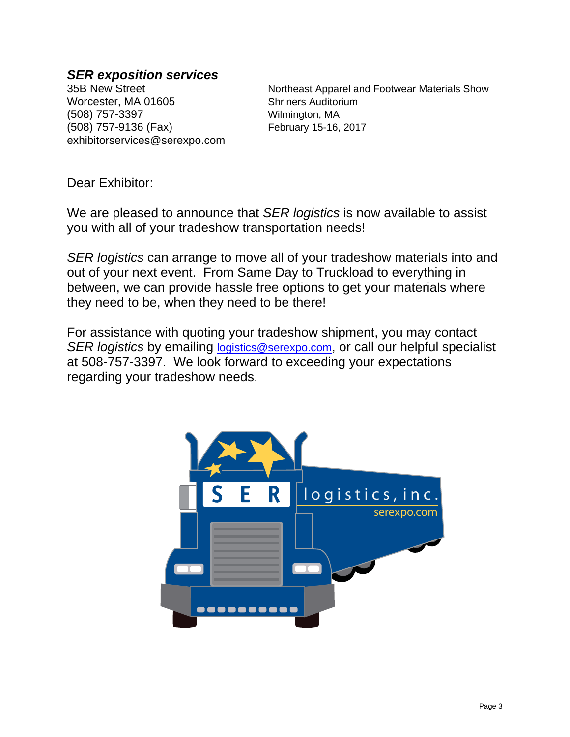***SER exposition services***

35B New Street
Worcester, MA 01605
(508) 757-3397
(508) 757-9136 (Fax)
exhibitorservices@serexpo.com

Northeast Apparel and Footwear Materials Show
Shriners Auditorium
Wilmington, MA
February 15-16, 2017

Dear Exhibitor:

We are pleased to announce that *SER logistics* is now available to assist you with all of your tradeshow transportation needs!

*SER logistics* can arrange to move all of your tradeshow materials into and out of your next event. From Same Day to Truckload to everything in between, we can provide hassle free options to get your materials where they need to be, when they need to be there!

For assistance with quoting your tradeshow shipment, you may contact *SER logistics* by emailing logistics@serexpo.com, or call our helpful specialist at 508-757-3397. We look forward to exceeding your expectations regarding your tradeshow needs.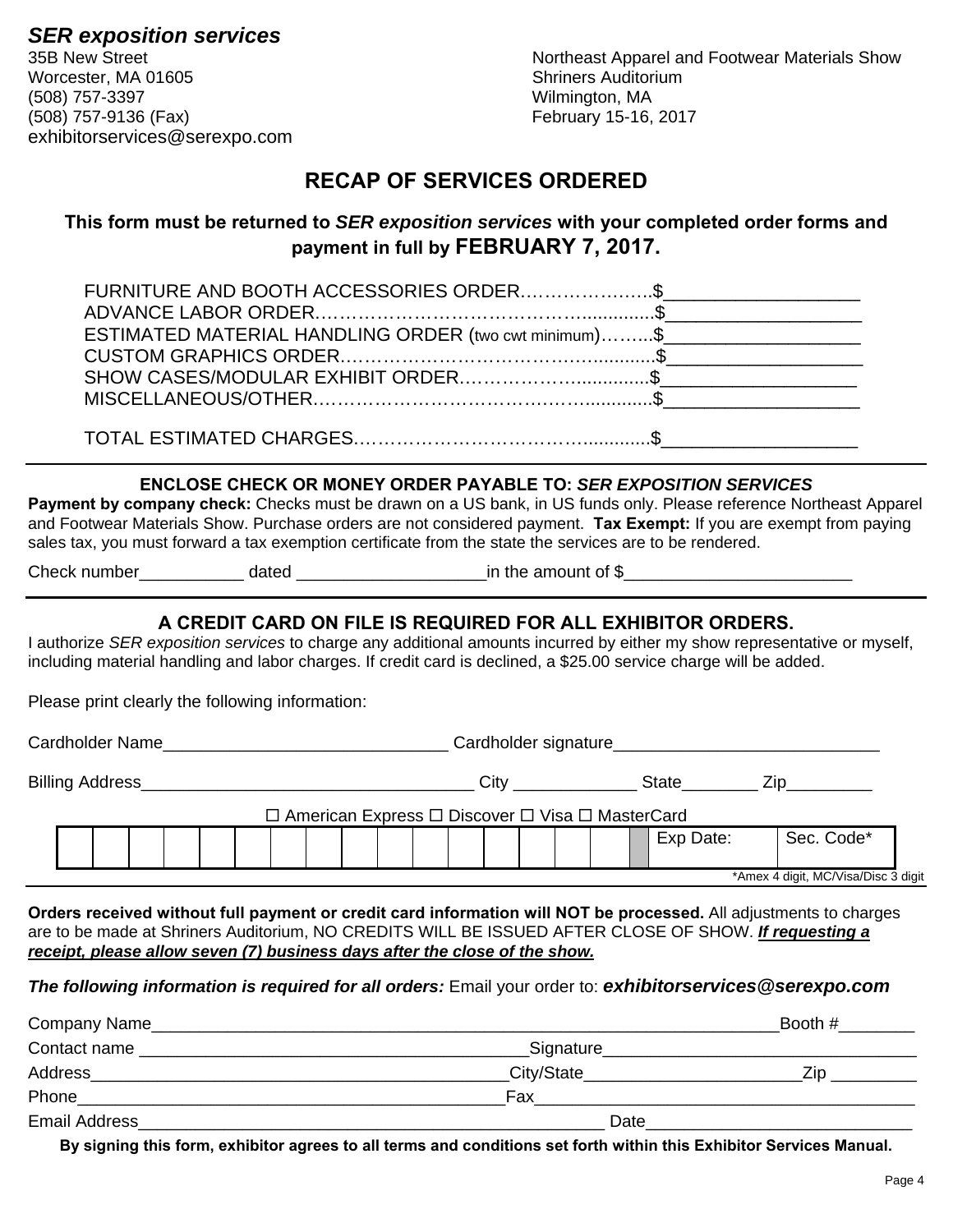***SER exposition services***
35B New Street
Worcester, MA 01605
(508) 757-3397
(508) 757-9136 (Fax)
exhibitorservices@serexpo.com

Northeast Apparel and Footwear Materials Show
Shriners Auditorium
Wilmington, MA
February 15-16, 2017

# RECAP OF SERVICES ORDERED

**This form must be returned to *SER exposition services* with your completed order forms and payment in full by FEBRUARY 7, 2017.**

FURNITURE AND BOOTH ACCESSORIES ORDER…………………..$___________________
ADVANCE LABOR ORDER…………………………………….............$___________________
ESTIMATED MATERIAL HANDLING ORDER (two cwt minimum)……..$___________________
CUSTOM GRAPHICS ORDER……………………………….............$___________________
SHOW CASES/MODULAR EXHIBIT ORDER…………………..............$___________________
MISCELLANEOUS/OTHER…………………………….…….............$___________________

TOTAL ESTIMATED CHARGES……………………………….............$___________________

---

**ENCLOSE CHECK OR MONEY ORDER PAYABLE TO: *SER EXPOSITION SERVICES***

**Payment by company check:** Checks must be drawn on a US bank, in US funds only. Please reference Northeast Apparel and Footwear Materials Show. Purchase orders are not considered payment. **Tax Exempt:** If you are exempt from paying sales tax, you must forward a tax exemption certificate from the state the services are to be rendered.

Check number___________ dated ___________________in the amount of $_______________________

---

**A CREDIT CARD ON FILE IS REQUIRED FOR ALL EXHIBITOR ORDERS.**

I authorize *SER exposition services* to charge any additional amounts incurred by either my show representative or myself, including material handling and labor charges. If credit card is declined, a $25.00 service charge will be added.

Please print clearly the following information:

Cardholder Name_____________________________ Cardholder signature___________________________

Billing Address___________________________________ City _____________ State________ Zip_________

☐ American Express ☐ Discover ☐ Visa ☐ MasterCard

| | | | | | | | | | | | | | | | | | Exp Date: | Sec. Code* |
|---|---|---|---|---|---|---|---|---|---|---|---|---|---|---|---|---|---|---|
| | | | | | | | | | | | | | | | | | | |

*Amex 4 digit, MC/Visa/Disc 3 digit

---

**Orders received without full payment or credit card information will NOT be processed.** All adjustments to charges are to be made at Shriners Auditorium, NO CREDITS WILL BE ISSUED AFTER CLOSE OF SHOW. ***<u>If requesting a receipt, please allow seven (7) business days after the close of the show.</u>***

***The following information is required for all orders:*** Email your order to: ***exhibitorservices@serexpo.com***

Company Name______________________________________________________________Booth #________
Contact name _______________________________________Signature________________________________
Address____________________________________________City/State______________________Zip _________
Phone______________________________________________Fax_______________________________________
Email Address_________________________________________________ Date___________________________

**By signing this form, exhibitor agrees to all terms and conditions set forth within this Exhibitor Services Manual.**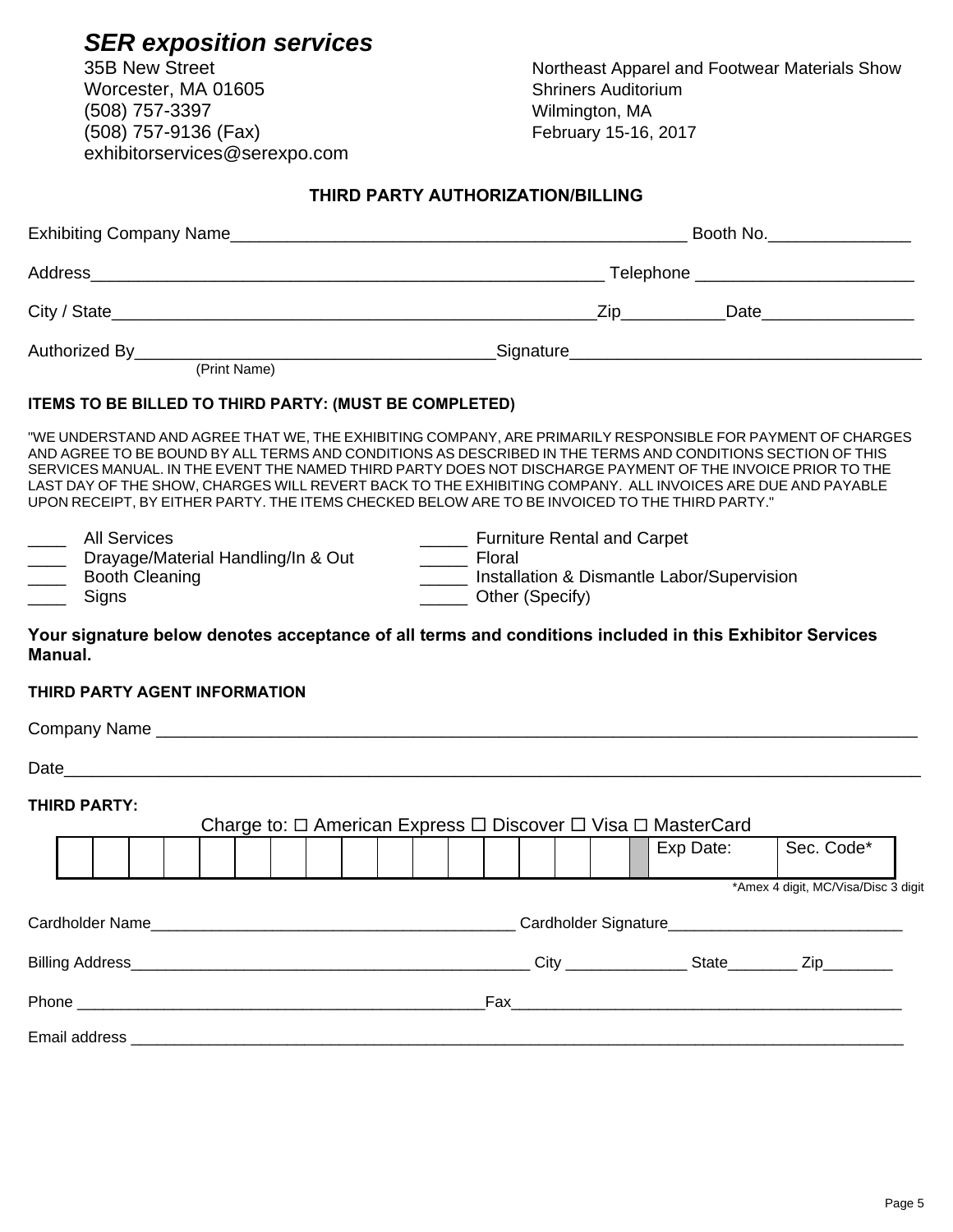# *SER exposition services*

35B New Street
Worcester, MA 01605
(508) 757-3397
(508) 757-9136 (Fax)
exhibitorservices@serexpo.com

Northeast Apparel and Footwear Materials Show
Shriners Auditorium
Wilmington, MA
February 15-16, 2017

## THIRD PARTY AUTHORIZATION/BILLING

Exhibiting Company Name_________________________________________________ Booth No._______________

Address_______________________________________________________ Telephone _______________________

City / State____________________________________________________Zip___________Date________________

Authorized By_____________________________________Signature_____________________________________
(Print Name)

**ITEMS TO BE BILLED TO THIRD PARTY: (MUST BE COMPLETED)**

"WE UNDERSTAND AND AGREE THAT WE, THE EXHIBITING COMPANY, ARE PRIMARILY RESPONSIBLE FOR PAYMENT OF CHARGES AND AGREE TO BE BOUND BY ALL TERMS AND CONDITIONS AS DESCRIBED IN THE TERMS AND CONDITIONS SECTION OF THIS SERVICES MANUAL. IN THE EVENT THE NAMED THIRD PARTY DOES NOT DISCHARGE PAYMENT OF THE INVOICE PRIOR TO THE LAST DAY OF THE SHOW, CHARGES WILL REVERT BACK TO THE EXHIBITING COMPANY. ALL INVOICES ARE DUE AND PAYABLE UPON RECEIPT, BY EITHER PARTY. THE ITEMS CHECKED BELOW ARE TO BE INVOICED TO THE THIRD PARTY."

____ All Services
____ Drayage/Material Handling/In & Out
____ Booth Cleaning
____ Signs
_____ Furniture Rental and Carpet
_____ Floral
_____ Installation & Dismantle Labor/Supervision
_____ Other (Specify)

**Your signature below denotes acceptance of all terms and conditions included in this Exhibitor Services Manual.**

**THIRD PARTY AGENT INFORMATION**

Company Name ______________________________________________________________________________

Date_______________________________________________________________________________________

**THIRD PARTY:**

Charge to: ☐ American Express ☐ Discover ☐ Visa ☐ MasterCard

| | | | | | | | | | | | | | | | | | Exp Date: | Sec. Code* |
|---|---|---|---|---|---|---|---|---|---|---|---|---|---|---|---|---|---|---|

*Amex 4 digit, MC/Visa/Disc 3 digit

Cardholder Name_________________________________________ Cardholder Signature__________________________

Billing Address_______________________________________________ City ______________ State________ Zip________

Phone _______________________________________________Fax____________________________________________

Email address ______________________________________________________________________________________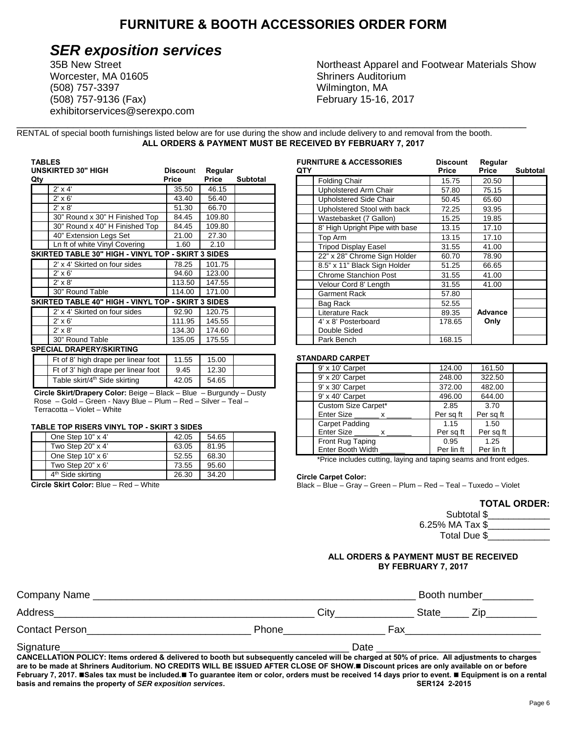# FURNITURE & BOOTH ACCESSORIES ORDER FORM

## *SER exposition services*

35B New Street
Worcester, MA 01605
(508) 757-3397
(508) 757-9136 (Fax)
exhibitorservices@serexpo.com

Northeast Apparel and Footwear Materials Show
Shriners Auditorium
Wilmington, MA
February 15-16, 2017

RENTAL of special booth furnishings listed below are for use during the show and include delivery to and removal from the booth.

**ALL ORDERS & PAYMENT MUST BE RECEIVED BY FEBRUARY 7, 2017**

### TABLES

| Qty | UNSKIRTED 30" HIGH | Discount Price | Regular Price | Subtotal |
|---|---|---|---|---|
| | 2' x 4' | 35.50 | 46.15 | |
| | 2' x 6' | 43.40 | 56.40 | |
| | 2' x 8' | 51.30 | 66.70 | |
| | 30" Round x 30" H Finished Top | 84.45 | 109.80 | |
| | 30" Round x 40" H Finished Top | 84.45 | 109.80 | |
| | 40" Extension Legs Set | 21.00 | 27.30 | |
| | Ln ft of white Vinyl Covering | 1.60 | 2.10 | |
| | **SKIRTED TABLE 30" HIGH - VINYL TOP - SKIRT 3 SIDES** | | | |
| | 2' x 4' Skirted on four sides | 78.25 | 101.75 | |
| | 2' x 6' | 94.60 | 123.00 | |
| | 2' x 8' | 113.50 | 147.55 | |
| | 30" Round Table | 114.00 | 171.00 | |
| | **SKIRTED TABLE 40" HIGH - VINYL TOP - SKIRT 3 SIDES** | | | |
| | 2' x 4' Skirted on four sides | 92.90 | 120.75 | |
| | 2' x 6' | 111.95 | 145.55 | |
| | 2' x 8' | 134.30 | 174.60 | |
| | 30" Round Table | 135.05 | 175.55 | |

### SPECIAL DRAPERY/SKIRTING

| Qty | Item | Discount Price | Regular Price | Subtotal |
|---|---|---|---|---|
| | Ft of 8' high drape per linear foot | 11.55 | 15.00 | |
| | Ft of 3' high drape per linear foot | 9.45 | 12.30 | |
| | Table skirt/4th Side skirting | 42.05 | 54.65 | |

**Circle Skirt/Drapery Color:** Beige – Black – Burgundy – Dusty Rose – Gold – Green - Navy Blue – Plum – Red – Silver – Teal – Terracotta – Violet – White

### TABLE TOP RISERS VINYL TOP - SKIRT 3 SIDES

| Qty | Item | Discount Price | Regular Price | Subtotal |
|---|---|---|---|---|
| | One Step 10" x 4' | 42.05 | 54.65 | |
| | Two Step 20" x 4' | 63.05 | 81.95 | |
| | One Step 10" x 6' | 52.55 | 68.30 | |
| | Two Step 20" x 6' | 73.55 | 95.60 | |
| | 4th Side skirting | 26.30 | 34.20 | |

**Circle Skirt Color:** Blue – Red – White

### FURNITURE & ACCESSORIES

| QTY | Item | Discount Price | Regular Price | Subtotal |
|---|---|---|---|---|
| | Folding Chair | 15.75 | 20.50 | |
| | Upholstered Arm Chair | 57.80 | 75.15 | |
| | Upholstered Side Chair | 50.45 | 65.60 | |
| | Upholstered Stool with back | 72.25 | 93.95 | |
| | Wastebasket (7 Gallon) | 15.25 | 19.85 | |
| | 8' High Upright Pipe with base | 13.15 | 17.10 | |
| | Top Arm | 13.15 | 17.10 | |
| | Tripod Display Easel | 31.55 | 41.00 | |
| | 22" x 28" Chrome Sign Holder | 60.70 | 78.90 | |
| | 8.5" x 11" Black Sign Holder | 51.25 | 66.65 | |
| | Chrome Stanchion Post | 31.55 | 41.00 | |
| | Velour Cord 8' Length | 31.55 | 41.00 | |
| | Garment Rack | 57.80 | **Advance Only** | |
| | Bag Rack | 52.55 | | |
| | Literature Rack | 89.35 | | |
| | 4' x 8' Posterboard Double Sided | 178.65 | | |
| | Park Bench | 168.15 | | |

### STANDARD CARPET

| Qty | Item | Discount Price | Regular Price | Subtotal |
|---|---|---|---|---|
| | 9' x 10' Carpet | 124.00 | 161.50 | |
| | 9' x 20' Carpet | 248.00 | 322.50 | |
| | 9' x 30' Carpet | 372.00 | 482.00 | |
| | 9' x 40' Carpet | 496.00 | 644.00 | |
| | Custom Size Carpet* Enter Size ______ x ______ | 2.85 Per sq ft | 3.70 Per sq ft | |
| | Carpet Padding Enter Size ______ x ______ | 1.15 Per sq ft | 1.50 Per sq ft | |
| | Front Rug Taping Enter Booth Width ______ | 0.95 Per lin ft | 1.25 Per lin ft | |

*Price includes cutting, laying and taping seams and front edges.

**Circle Carpet Color:**
Black – Blue – Gray – Green – Plum – Red – Teal – Tuxedo – Violet

**TOTAL ORDER:**

Subtotal $____________
6.25% MA Tax $____________
Total Due $____________

**ALL ORDERS & PAYMENT MUST BE RECEIVED BY FEBRUARY 7, 2017**

Company Name ____________________________________________ Booth number_________

Address____________________________________________ City______________ State_____ Zip_________

Contact Person______________________________ Phone__________________ Fax________________________

Signature____________________________________________________ Date ____________________________

**CANCELLATION POLICY: Items ordered & delivered to booth but subsequently canceled will be charged at 50% of price. All adjustments to charges are to be made at Shriners Auditorium. NO CREDITS WILL BE ISSUED AFTER CLOSE OF SHOW.■ Discount prices are only available on or before February 7, 2017. ■Sales tax must be included.■ To guarantee item or color, orders must be received 14 days prior to event. ■ Equipment is on a rental basis and remains the property of *SER exposition services*.** **SER124 2-2015**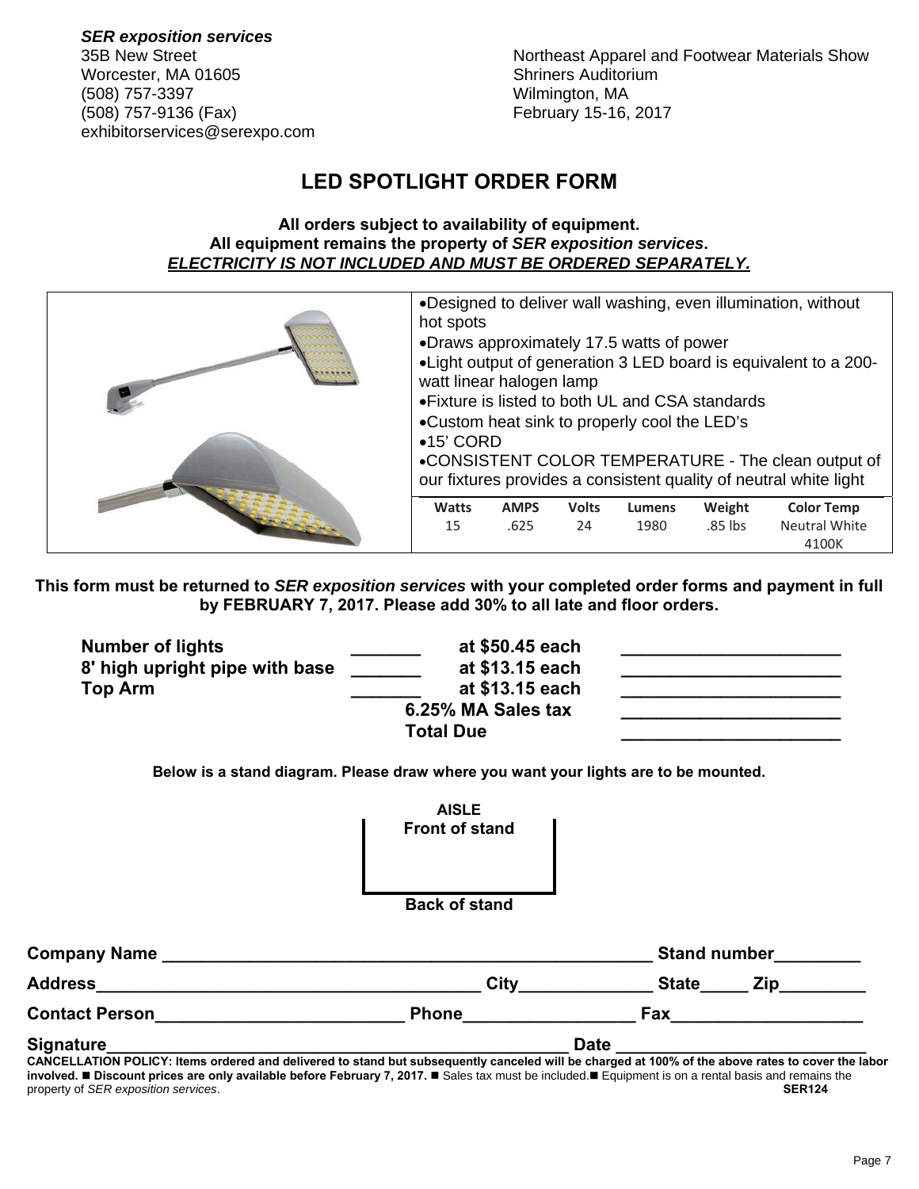***SER exposition services***
35B New Street
Worcester, MA 01605
(508) 757-3397
(508) 757-9136 (Fax)
exhibitorservices@serexpo.com

Northeast Apparel and Footwear Materials Show
Shriners Auditorium
Wilmington, MA
February 15-16, 2017

# LED SPOTLIGHT ORDER FORM

**All orders subject to availability of equipment.**
**All equipment remains the property of *SER exposition services*.**
***ELECTRICITY IS NOT INCLUDED AND MUST BE ORDERED SEPARATELY.***

- Designed to deliver wall washing, even illumination, without hot spots
- Draws approximately 17.5 watts of power
- Light output of generation 3 LED board is equivalent to a 200-watt linear halogen lamp
- Fixture is listed to both UL and CSA standards
- Custom heat sink to properly cool the LED's
- 15' CORD
- CONSISTENT COLOR TEMPERATURE - The clean output of our fixtures provides a consistent quality of neutral white light

| Watts | AMPS | Volts | Lumens | Weight | Color Temp |
|---|---|---|---|---|---|
| 15 | .625 | 24 | 1980 | .85 lbs | Neutral White 4100K |

**This form must be returned to *SER exposition services* with your completed order forms and payment in full by FEBRUARY 7, 2017. Please add 30% to all late and floor orders.**

| | | | |
|---|---|---|---|
| **Number of lights** | _______ | **at $50.45 each** | ______________________ |
| **8' high upright pipe with base** | _______ | **at $13.15 each** | ______________________ |
| **Top Arm** | _______ | **at $13.15 each** | ______________________ |
| | | **6.25% MA Sales tax** | ______________________ |
| | | **Total Due** | ______________________ |

**Below is a stand diagram. Please draw where you want your lights are to be mounted.**

**AISLE**
**Front of stand**

**Back of stand**

**Company Name** ______________________________________________ **Stand number**_________

**Address**________________________________________ **City**______________ **State**_____ **Zip**_________

**Contact Person**_________________________ **Phone**__________________ **Fax**____________________

**Signature**________________________________________________ **Date** _________________________

**CANCELLATION POLICY: Items ordered and delivered to stand but subsequently canceled will be charged at 100% of the above rates to cover the labor involved. ■ Discount prices are only available before February 7, 2017. ■** Sales tax must be included.■ Equipment is on a rental basis and remains the property of *SER exposition services*. **SER124**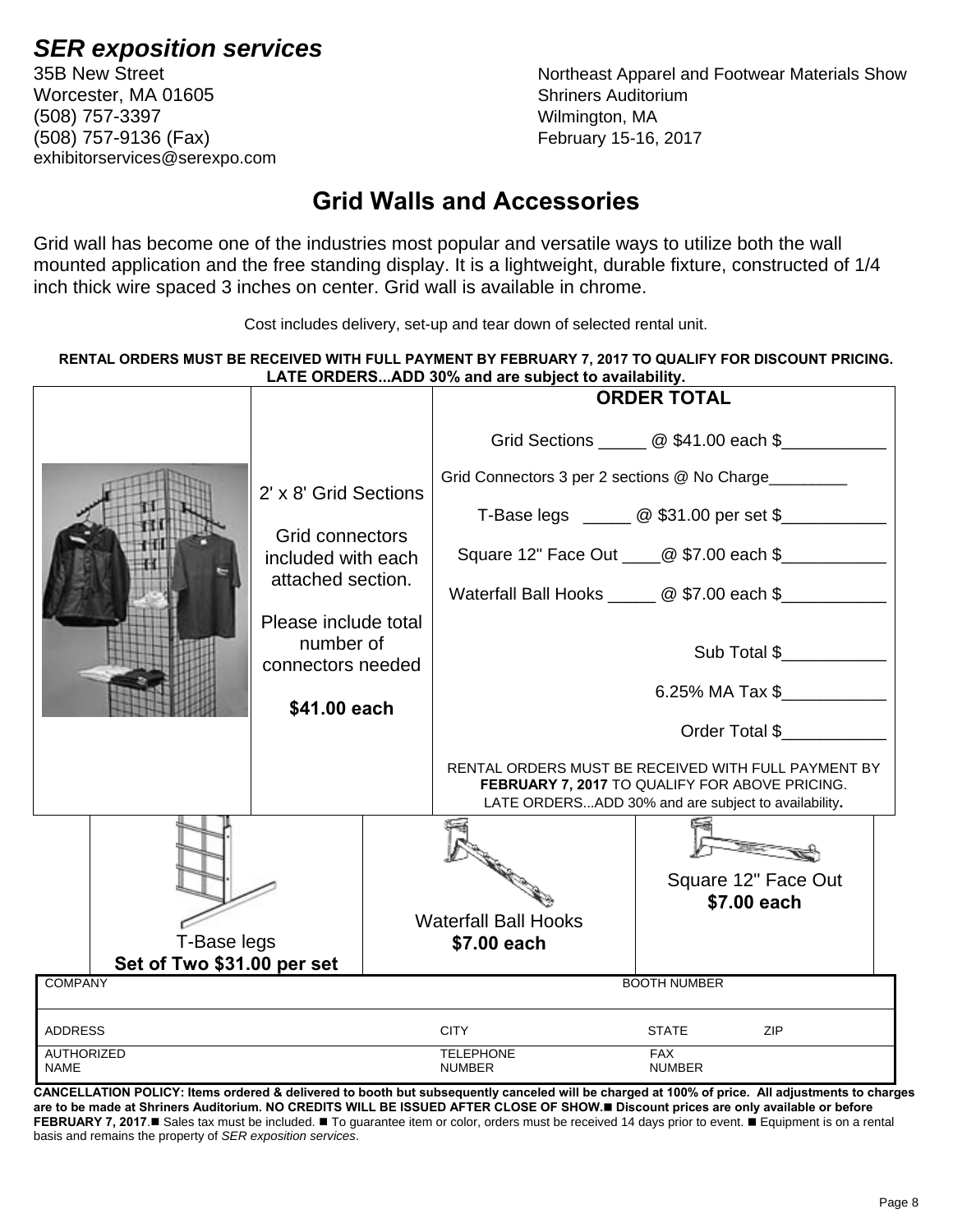***SER exposition services***

35B New Street
Worcester, MA 01605
(508) 757-3397
(508) 757-9136 (Fax)
exhibitorservices@serexpo.com

Northeast Apparel and Footwear Materials Show
Shriners Auditorium
Wilmington, MA
February 15-16, 2017

## Grid Walls and Accessories

Grid wall has become one of the industries most popular and versatile ways to utilize both the wall mounted application and the free standing display. It is a lightweight, durable fixture, constructed of 1/4 inch thick wire spaced 3 inches on center. Grid wall is available in chrome.

Cost includes delivery, set-up and tear down of selected rental unit.

**RENTAL ORDERS MUST BE RECEIVED WITH FULL PAYMENT BY FEBRUARY 7, 2017 TO QUALIFY FOR DISCOUNT PRICING. LATE ORDERS...ADD 30% and are subject to availability.**

2' x 8' Grid Sections

Grid connectors included with each attached section.

Please include total number of connectors needed

**$41.00 each**

**ORDER TOTAL**

Grid Sections _____ @ $41.00 each $___________

Grid Connectors 3 per 2 sections @ No Charge_________

T-Base legs _____ @ $31.00 per set $___________

Square 12" Face Out ____@ $7.00 each $___________

Waterfall Ball Hooks _____ @ $7.00 each $___________

Sub Total $___________

6.25% MA Tax $___________

Order Total $___________

RENTAL ORDERS MUST BE RECEIVED WITH FULL PAYMENT BY **FEBRUARY 7, 2017** TO QUALIFY FOR ABOVE PRICING. LATE ORDERS...ADD 30% and are subject to availability**.**

T-Base legs
**Set of Two $31.00 per set**

Waterfall Ball Hooks
**$7.00 each**

Square 12" Face Out
**$7.00 each**

| COMPANY | | BOOTH NUMBER | |
|---|---|---|---|
| ADDRESS | CITY | STATE | ZIP |
| AUTHORIZED NAME | TELEPHONE NUMBER | FAX NUMBER | |

**CANCELLATION POLICY: Items ordered & delivered to booth but subsequently canceled will be charged at 100% of price. All adjustments to charges are to be made at Shriners Auditorium. NO CREDITS WILL BE ISSUED AFTER CLOSE OF SHOW.■ Discount prices are only available or before FEBRUARY 7, 2017.■** Sales tax must be included. ■ To guarantee item or color, orders must be received 14 days prior to event. ■ Equipment is on a rental basis and remains the property of *SER exposition services*.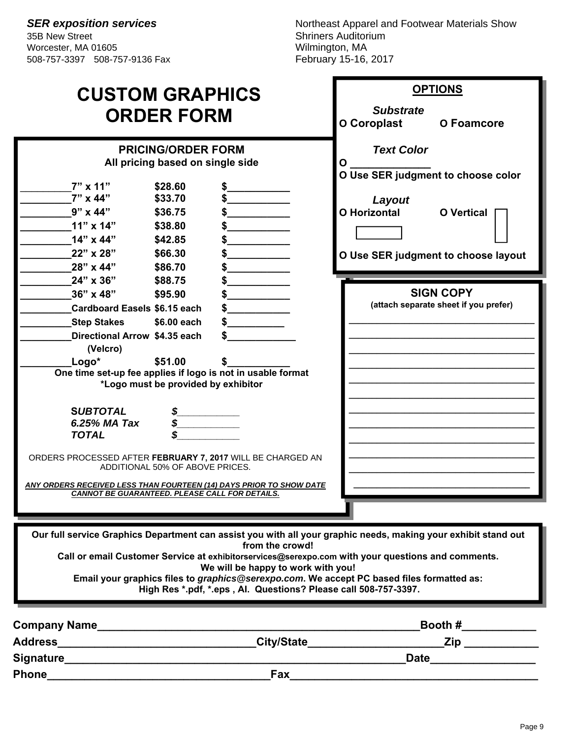***SER exposition services***
35B New Street
Worcester, MA 01605
508-757-3397 508-757-9136 Fax

Northeast Apparel and Footwear Materials Show
Shriners Auditorium
Wilmington, MA
February 15-16, 2017

# CUSTOM GRAPHICS ORDER FORM

## PRICING/ORDER FORM

**All pricing based on single side**

| Qty | Item | Price | Amount |
|---|---|---|---|
| _________ | **7" x 11"** | **$28.60** | **$**___________ |
| _________ | **7" x 44"** | **$33.70** | **$**___________ |
| _________ | **9" x 44"** | **$36.75** | **$**___________ |
| _________ | **11" x 14"** | **$38.80** | **$**___________ |
| _________ | **14" x 44"** | **$42.85** | **$**___________ |
| _________ | **22" x 28"** | **$66.30** | **$**___________ |
| _________ | **28" x 44"** | **$86.70** | **$**___________ |
| _________ | **24" x 36"** | **$88.75** | **$**___________ |
| _________ | **36" x 48"** | **$95.90** | **$**___________ |
| _________ | **Cardboard Easels** | **$6.15 each** | **$**___________ |
| _________ | **Step Stakes** | **$6.00 each** | **$**___________ |
| _________ | **Directional Arrow (Velcro)** | **$4.35 each** | **$**___________ |
| _________ | **Logo*** | **$51.00** | **$**___________ |

**One time set-up fee applies if logo is not in usable format**
**\*Logo must be provided by exhibitor**

***SUBTOTAL*** ***$***___________
***6.25% MA Tax*** ***$***___________
***TOTAL*** ***$***___________

ORDERS PROCESSED AFTER **FEBRUARY 7, 2017** WILL BE CHARGED AN ADDITIONAL 50% OF ABOVE PRICES.

***ANY ORDERS RECEIVED LESS THAN FOURTEEN (14) DAYS PRIOR TO SHOW DATE CANNOT BE GUARANTEED. PLEASE CALL FOR DETAILS.***

## OPTIONS

***Substrate***

**O Coroplast** **O Foamcore**

***Text Color***

**O** _____________
**O Use SER judgment to choose color**

***Layout***

**O Horizontal** **O Vertical**

**O Use SER judgment to choose layout**

## SIGN COPY

**(attach separate sheet if you prefer)**

_________________________________
_________________________________
_________________________________
_________________________________
_________________________________
_________________________________
_________________________________
_________________________________
_________________________________
_________________________________
_________________________________
_________________________________

**Our full service Graphics Department can assist you with all your graphic needs, making your exhibit stand out from the crowd!**
**Call or email Customer Service at exhibitorservices@serexpo.com with your questions and comments.**
**We will be happy to work with you!**
**Email your graphics files to *graphics@serexpo.com*. We accept PC based files formatted as:**
**High Res \*.pdf, \*.eps , AI. Questions? Please call 508-757-3397.**

**Company Name**_______________________________________________**Booth #**___________
**Address**_____________________________**City/State**____________________**Zip** ___________
**Signature**___________________________________________________**Date**_______________
**Phone**_________________________________**Fax**____________________________________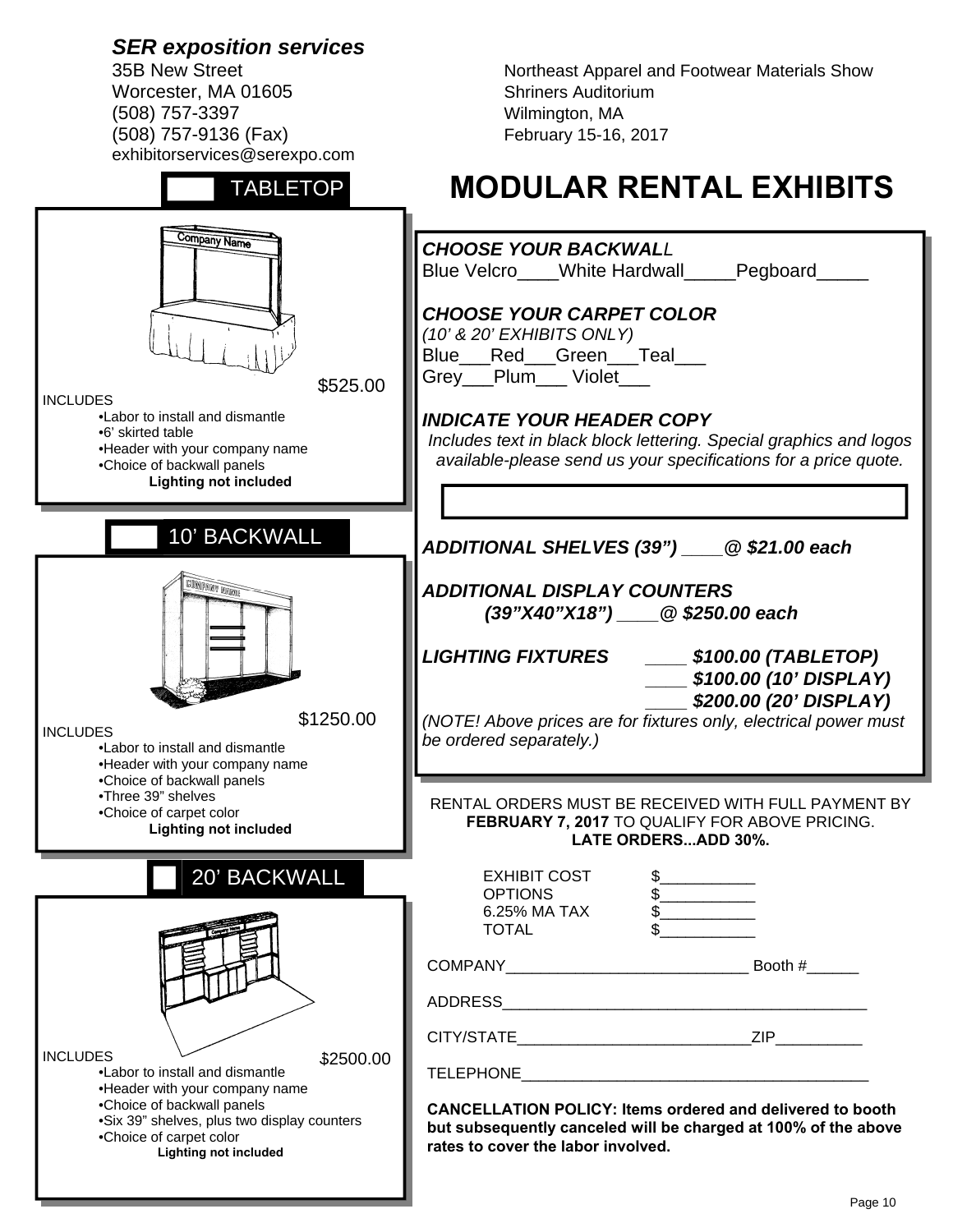***SER exposition services***

35B New Street
Worcester, MA 01605
(508) 757-3397
(508) 757-9136 (Fax)
exhibitorservices@serexpo.com

Northeast Apparel and Footwear Materials Show
Shriners Auditorium
Wilmington, MA
February 15-16, 2017

# MODULAR RENTAL EXHIBITS

## TABLETOP

$525.00

INCLUDES

- Labor to install and dismantle
- 6' skirted table
- Header with your company name
- Choice of backwall panels

**Lighting not included**

## 10' BACKWALL

$1250.00

INCLUDES

- Labor to install and dismantle
- Header with your company name
- Choice of backwall panels
- Three 39" shelves
- Choice of carpet color

**Lighting not included**

## 20' BACKWALL

$2500.00

INCLUDES

- Labor to install and dismantle
- Header with your company name
- Choice of backwall panels
- Six 39" shelves, plus two display counters
- Choice of carpet color

**Lighting not included**

***CHOOSE YOUR BACKWALL***

Blue Velcro____White Hardwall_____Pegboard_____

***CHOOSE YOUR CARPET COLOR***

*(10' & 20' EXHIBITS ONLY)*

Blue___Red___Green___Teal___
Grey___Plum___ Violet___

***INDICATE YOUR HEADER COPY***

*Includes text in black block lettering. Special graphics and logos available-please send us your specifications for a price quote.*

***ADDITIONAL SHELVES (39") ____@ $21.00 each***

***ADDITIONAL DISPLAY COUNTERS (39"X40"X18") ____@ $250.00 each***

***LIGHTING FIXTURES***

***____ $100.00 (TABLETOP)***
***____ $100.00 (10' DISPLAY)***
***____ $200.00 (20' DISPLAY)***

*(NOTE! Above prices are for fixtures only, electrical power must be ordered separately.)*

RENTAL ORDERS MUST BE RECEIVED WITH FULL PAYMENT BY **FEBRUARY 7, 2017** TO QUALIFY FOR ABOVE PRICING. **LATE ORDERS...ADD 30%.**

EXHIBIT COST $___________
OPTIONS $___________
6.25% MA TAX $___________
TOTAL $___________

COMPANY___________________________ Booth #______

ADDRESS__________________________________________

CITY/STATE__________________________ZIP__________

TELEPHONE________________________________________

**CANCELLATION POLICY: Items ordered and delivered to booth but subsequently canceled will be charged at 100% of the above rates to cover the labor involved.**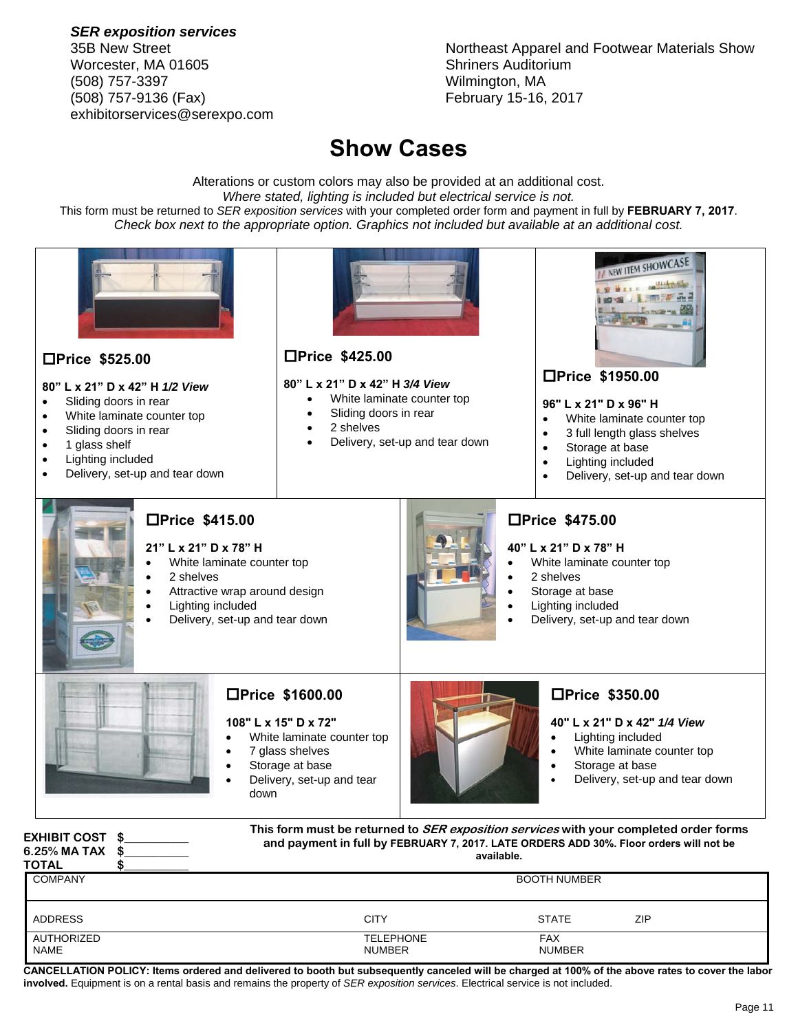*SER exposition services*
35B New Street
Worcester, MA 01605
(508) 757-3397
(508) 757-9136 (Fax)
exhibitorservices@serexpo.com

Northeast Apparel and Footwear Materials Show
Shriners Auditorium
Wilmington, MA
February 15-16, 2017

# Show Cases

Alterations or custom colors may also be provided at an additional cost.
*Where stated, lighting is included but electrical service is not.*
This form must be returned to *SER exposition services* with your completed order form and payment in full by **FEBRUARY 7, 2017**.
*Check box next to the appropriate option. Graphics not included but available at an additional cost.*

**☐Price $525.00**

**80" L x 21" D x 42" H *1/2 View***

- Sliding doors in rear
- White laminate counter top
- Sliding doors in rear
- 1 glass shelf
- Lighting included
- Delivery, set-up and tear down

**☐Price $425.00**

**80" L x 21" D x 42" H *3/4 View***

- White laminate counter top
- Sliding doors in rear
- 2 shelves
- Delivery, set-up and tear down

**☐Price $1950.00**

**96" L x 21" D x 96" H**

- White laminate counter top
- 3 full length glass shelves
- Storage at base
- Lighting included
- Delivery, set-up and tear down

**☐Price $415.00**

**21" L x 21" D x 78" H**

- White laminate counter top
- 2 shelves
- Attractive wrap around design
- Lighting included
- Delivery, set-up and tear down

**☐Price $475.00**

**40" L x 21" D x 78" H**

- White laminate counter top
- 2 shelves
- Storage at base
- Lighting included
- Delivery, set-up and tear down

**☐Price $1600.00**

**108" L x 15" D x 72"**

- White laminate counter top
- 7 glass shelves
- Storage at base
- Delivery, set-up and tear down

**☐Price $350.00**

**40" L x 21" D x 42" *1/4 View***

- Lighting included
- White laminate counter top
- Storage at base
- Delivery, set-up and tear down

**EXHIBIT COST $__________**
**6.25% MA TAX $__________**
**TOTAL $__________**

**This form must be returned to *SER exposition services* with your completed order forms and payment in full by FEBRUARY 7, 2017. LATE ORDERS ADD 30%. Floor orders will not be available.**

| COMPANY | | BOOTH NUMBER | |
|---|---|---|---|
| ADDRESS | CITY | STATE | ZIP |
| AUTHORIZED NAME | TELEPHONE NUMBER | FAX NUMBER | |

**CANCELLATION POLICY: Items ordered and delivered to booth but subsequently canceled will be charged at 100% of the above rates to cover the labor involved.** Equipment is on a rental basis and remains the property of *SER exposition services*. Electrical service is not included.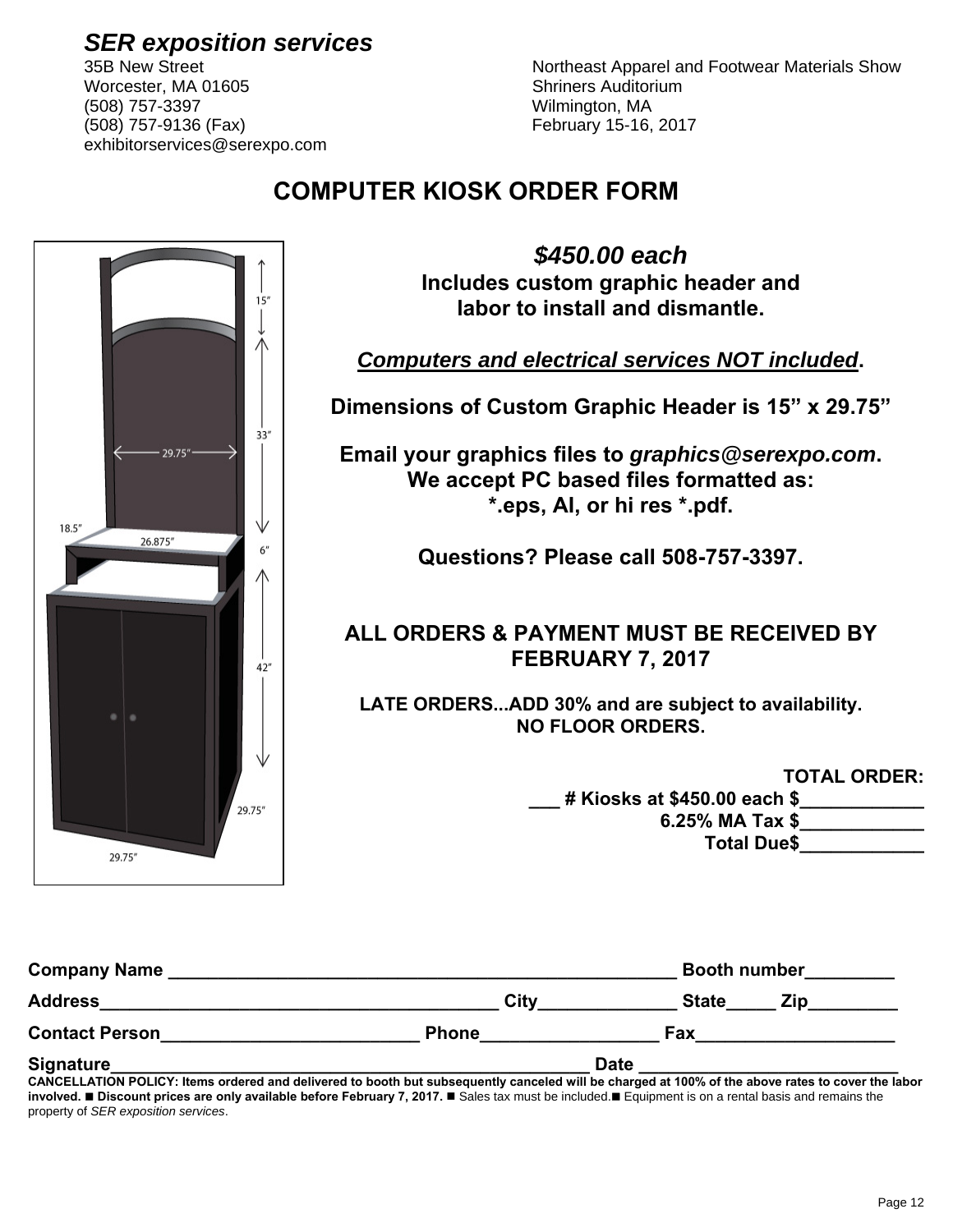*SER exposition services*
35B New Street
Worcester, MA 01605
(508) 757-3397
(508) 757-9136 (Fax)
exhibitorservices@serexpo.com

Northeast Apparel and Footwear Materials Show
Shriners Auditorium
Wilmington, MA
February 15-16, 2017

# COMPUTER KIOSK ORDER FORM

15"
33"
29.75"
18.5"
26.875"
6"
42"
29.75"
29.75"

***$450.00 each***

**Includes custom graphic header and labor to install and dismantle.**

***Computers and electrical services NOT included*.**

**Dimensions of Custom Graphic Header is 15" x 29.75"**

**Email your graphics files to *graphics@serexpo.com*. We accept PC based files formatted as: *.eps, AI, or hi res *.pdf.**

**Questions? Please call 508-757-3397.**

**ALL ORDERS & PAYMENT MUST BE RECEIVED BY FEBRUARY 7, 2017**

**LATE ORDERS...ADD 30% and are subject to availability. NO FLOOR ORDERS.**

**TOTAL ORDER:**
**___ # Kiosks at $450.00 each $____________**
**6.25% MA Tax $____________**
**Total Due$____________**

**Company Name** ______________________________________________________ **Booth number**_________
**Address**________________________________________ **City**_____________ **State**_____ **Zip**_________
**Contact Person**_________________________ **Phone**_________________ **Fax**___________________
**Signature**_____________________________________________________ **Date** ________________________

**CANCELLATION POLICY: Items ordered and delivered to booth but subsequently canceled will be charged at 100% of the above rates to cover the labor involved. ■ Discount prices are only available before February 7, 2017.** ■ Sales tax must be included.■ Equipment is on a rental basis and remains the property of *SER exposition services*.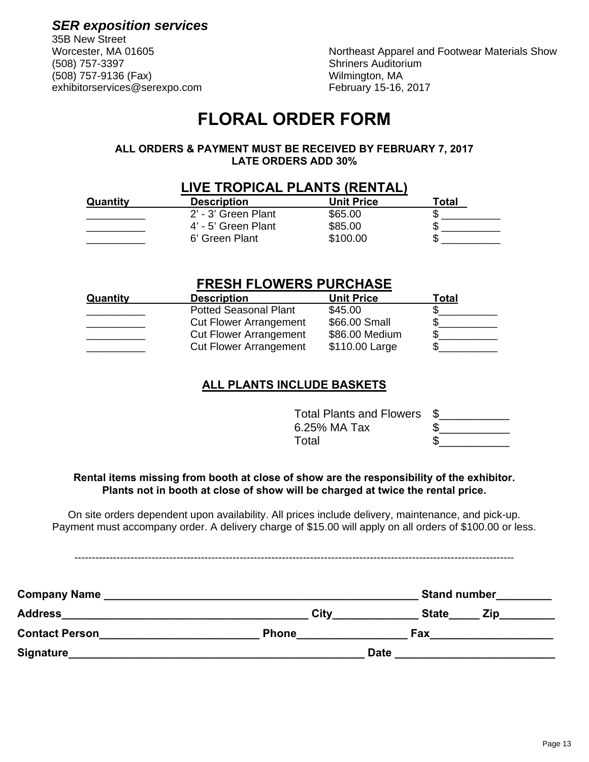***SER exposition services***
35B New Street
Worcester, MA 01605
(508) 757-3397
(508) 757-9136 (Fax)
exhibitorservices@serexpo.com

Northeast Apparel and Footwear Materials Show
Shriners Auditorium
Wilmington, MA
February 15-16, 2017

# FLORAL ORDER FORM

**ALL ORDERS & PAYMENT MUST BE RECEIVED BY FEBRUARY 7, 2017**
**LATE ORDERS ADD 30%**

## LIVE TROPICAL PLANTS (RENTAL)

| Quantity | Description | Unit Price | Total |
|---|---|---|---|
| __________ | 2' - 3' Green Plant | $65.00 | $ __________ |
| __________ | 4' - 5' Green Plant | $85.00 | $ __________ |
| __________ | 6' Green Plant | $100.00 | $ __________ |

## FRESH FLOWERS PURCHASE

| Quantity | Description | Unit Price | Total |
|---|---|---|---|
| __________ | Potted Seasonal Plant | $45.00 | $__________ |
| __________ | Cut Flower Arrangement | $66.00 Small | $__________ |
| __________ | Cut Flower Arrangement | $86.00 Medium | $__________ |
| __________ | Cut Flower Arrangement | $110.00 Large | $__________ |

## ALL PLANTS INCLUDE BASKETS

| | |
|---|---|
| Total Plants and Flowers | $___________ |
| 6.25% MA Tax | $___________ |
| Total | $___________ |

**Rental items missing from booth at close of show are the responsibility of the exhibitor.**
**Plants not in booth at close of show will be charged at twice the rental price.**

On site orders dependent upon availability. All prices include delivery, maintenance, and pick-up. Payment must accompany order. A delivery charge of $15.00 will apply on all orders of $100.00 or less.

-----------------------------------------------------------------------------------------------------------------------------

**Company Name** ______________________________________________________ **Stand number**_________

**Address**________________________________________ **City**______________ **State**_____ **Zip**_________

**Contact Person**__________________________ **Phone**__________________ **Fax**____________________

**Signature**__________________________________________________ **Date** __________________________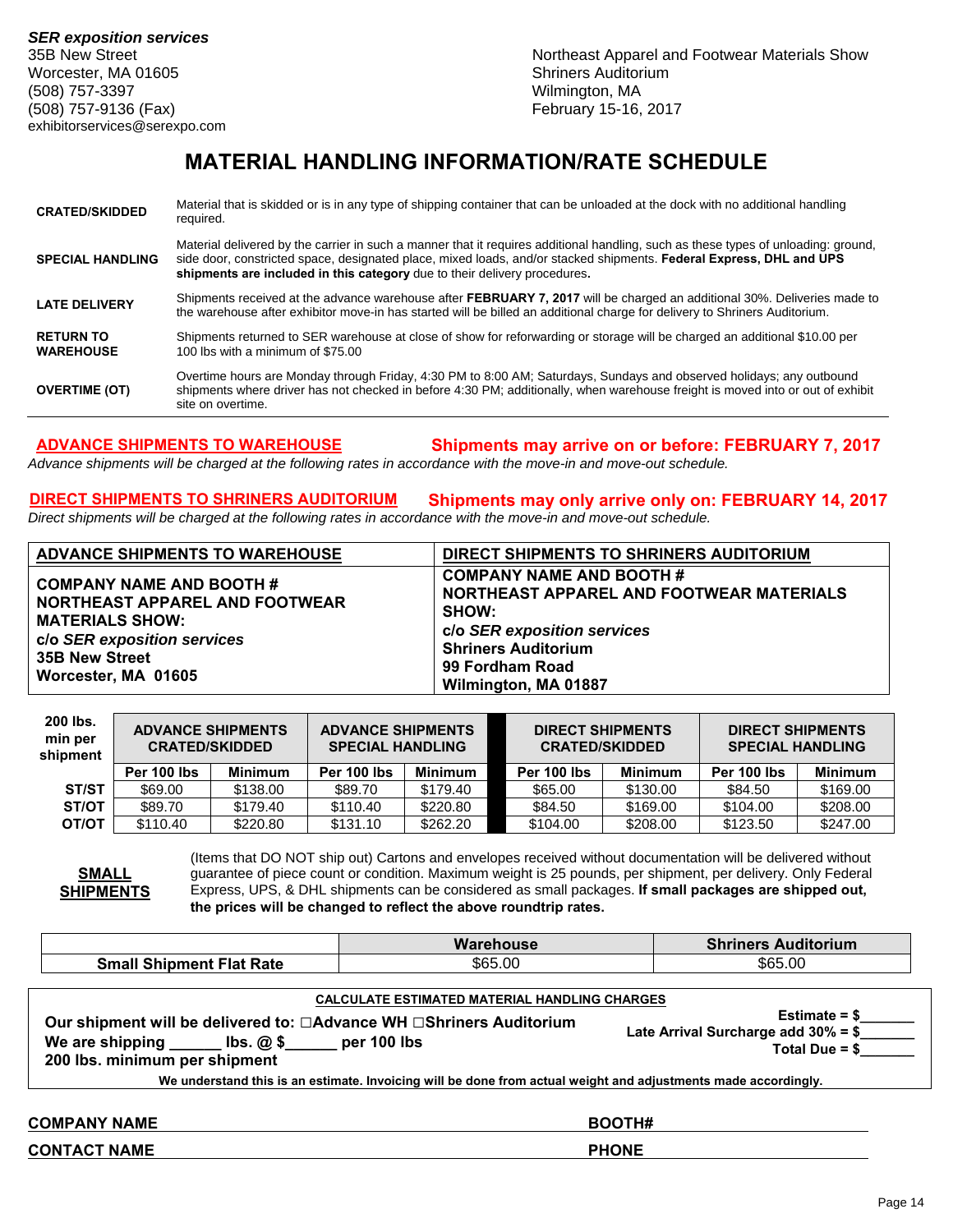*SER exposition services*
35B New Street
Worcester, MA 01605
(508) 757-3397
(508) 757-9136 (Fax)
exhibitorservices@serexpo.com

Northeast Apparel and Footwear Materials Show
Shriners Auditorium
Wilmington, MA
February 15-16, 2017

# MATERIAL HANDLING INFORMATION/RATE SCHEDULE

| | |
|---|---|
| **CRATED/SKIDDED** | Material that is skidded or is in any type of shipping container that can be unloaded at the dock with no additional handling required. |
| **SPECIAL HANDLING** | Material delivered by the carrier in such a manner that it requires additional handling, such as these types of unloading: ground, side door, constricted space, designated place, mixed loads, and/or stacked shipments. **Federal Express, DHL and UPS shipments are included in this category** due to their delivery procedures. |
| **LATE DELIVERY** | Shipments received at the advance warehouse after **FEBRUARY 7, 2017** will be charged an additional 30%. Deliveries made to the warehouse after exhibitor move-in has started will be billed an additional charge for delivery to Shriners Auditorium. |
| **RETURN TO WAREHOUSE** | Shipments returned to SER warehouse at close of show for reforwarding or storage will be charged an additional $10.00 per 100 lbs with a minimum of $75.00 |
| **OVERTIME (OT)** | Overtime hours are Monday through Friday, 4:30 PM to 8:00 AM; Saturdays, Sundays and observed holidays; any outbound shipments where driver has not checked in before 4:30 PM; additionally, when warehouse freight is moved into or out of exhibit site on overtime. |

**ADVANCE SHIPMENTS TO WAREHOUSE** — **Shipments may arrive on or before: FEBRUARY 7, 2017**

*Advance shipments will be charged at the following rates in accordance with the move-in and move-out schedule.*

**DIRECT SHIPMENTS TO SHRINERS AUDITORIUM** — **Shipments may only arrive only on: FEBRUARY 14, 2017**

*Direct shipments will be charged at the following rates in accordance with the move-in and move-out schedule.*

| ADVANCE SHIPMENTS TO WAREHOUSE | DIRECT SHIPMENTS TO SHRINERS AUDITORIUM |
|---|---|
| **COMPANY NAME AND BOOTH #**<br>**NORTHEAST APPAREL AND FOOTWEAR MATERIALS SHOW:**<br>**c/o *SER exposition services***<br>**35B New Street**<br>**Worcester, MA 01605** | **COMPANY NAME AND BOOTH #**<br>**NORTHEAST APPAREL AND FOOTWEAR MATERIALS SHOW:**<br>**c/o *SER exposition services***<br>**Shriners Auditorium**<br>**99 Fordham Road**<br>**Wilmington, MA 01887** |

| 200 lbs. min per shipment | ADVANCE SHIPMENTS CRATED/SKIDDED | | ADVANCE SHIPMENTS SPECIAL HANDLING | | DIRECT SHIPMENTS CRATED/SKIDDED | | DIRECT SHIPMENTS SPECIAL HANDLING | |
|---|---|---|---|---|---|---|---|---|
| | Per 100 lbs | Minimum | Per 100 lbs | Minimum | Per 100 lbs | Minimum | Per 100 lbs | Minimum |
| ST/ST | $69.00 | $138.00 | $89.70 | $179.40 | $65.00 | $130.00 | $84.50 | $169.00 |
| ST/OT | $89.70 | $179.40 | $110.40 | $220.80 | $84.50 | $169.00 | $104.00 | $208.00 |
| OT/OT | $110.40 | $220.80 | $131.10 | $262.20 | $104.00 | $208.00 | $123.50 | $247.00 |

**SMALL SHIPMENTS**

(Items that DO NOT ship out) Cartons and envelopes received without documentation will be delivered without guarantee of piece count or condition. Maximum weight is 25 pounds, per shipment, per delivery. Only Federal Express, UPS, & DHL shipments can be considered as small packages. **If small packages are shipped out, the prices will be changed to reflect the above roundtrip rates.**

| | Warehouse | Shriners Auditorium |
|---|---|---|
| **Small Shipment Flat Rate** | $65.00 | $65.00 |

**CALCULATE ESTIMATED MATERIAL HANDLING CHARGES**

**Our shipment will be delivered to: ☐Advance WH ☐Shriners Auditorium**
**We are shipping ______ lbs. @ $______ per 100 lbs**
**200 lbs. minimum per shipment**

**Estimate = $_______**
**Late Arrival Surcharge add 30% = $_______**
**Total Due = $_______**

**We understand this is an estimate. Invoicing will be done from actual weight and adjustments made accordingly.**

**COMPANY NAME** ______________________ **BOOTH#** ______________________

**CONTACT NAME** ______________________ **PHONE** ______________________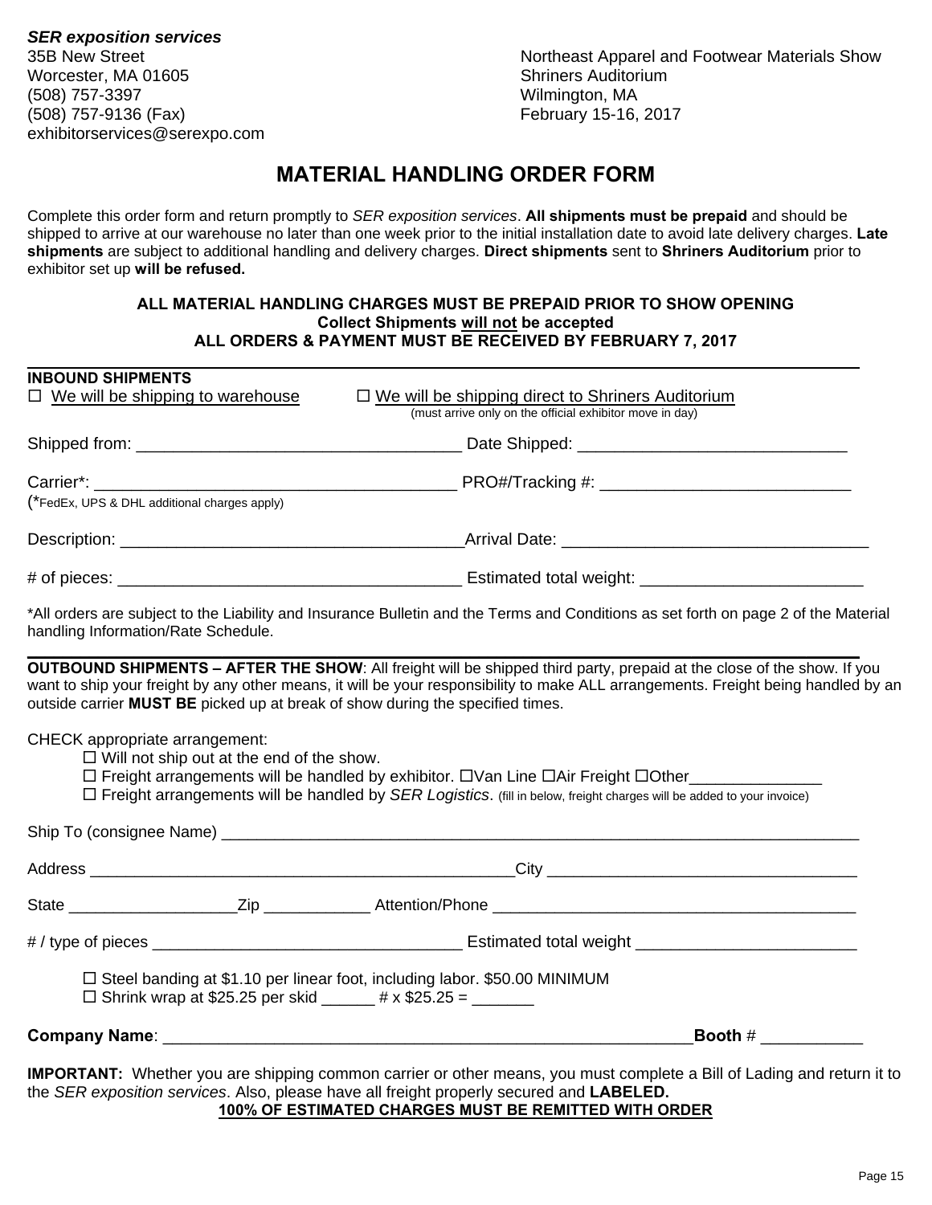*SER exposition services*
35B New Street
Worcester, MA 01605
(508) 757-3397
(508) 757-9136 (Fax)
exhibitorservices@serexpo.com

Northeast Apparel and Footwear Materials Show
Shriners Auditorium
Wilmington, MA
February 15-16, 2017

# MATERIAL HANDLING ORDER FORM

Complete this order form and return promptly to *SER exposition services*. **All shipments must be prepaid** and should be shipped to arrive at our warehouse no later than one week prior to the initial installation date to avoid late delivery charges. **Late shipments** are subject to additional handling and delivery charges. **Direct shipments** sent to **Shriners Auditorium** prior to exhibitor set up **will be refused.**

**ALL MATERIAL HANDLING CHARGES MUST BE PREPAID PRIOR TO SHOW OPENING**
**Collect Shipments will not be accepted**
**ALL ORDERS & PAYMENT MUST BE RECEIVED BY FEBRUARY 7, 2017**

---

**INBOUND SHIPMENTS**

☐ We will be shipping to warehouse ☐ We will be shipping direct to Shriners Auditorium (must arrive only on the official exhibitor move in day)

Shipped from: ______________________________ Date Shipped: ______________________________

Carrier*: ______________________________ PRO#/Tracking #: ______________________________
(*FedEx, UPS & DHL additional charges apply)

Description: ______________________________ Arrival Date: ______________________________

# of pieces: ______________________________ Estimated total weight: ______________________________

*All orders are subject to the Liability and Insurance Bulletin and the Terms and Conditions as set forth on page 2 of the Material handling Information/Rate Schedule.

---

**OUTBOUND SHIPMENTS – AFTER THE SHOW**: All freight will be shipped third party, prepaid at the close of the show. If you want to ship your freight by any other means, it will be your responsibility to make ALL arrangements. Freight being handled by an outside carrier **MUST BE** picked up at break of show during the specified times.

CHECK appropriate arrangement:

☐ Will not ship out at the end of the show.
☐ Freight arrangements will be handled by exhibitor. ☐Van Line ☐Air Freight ☐Other______________
☐ Freight arrangements will be handled by *SER Logistics*. (fill in below, freight charges will be added to your invoice)

Ship To (consignee Name) ______________________________________________________________

Address ______________________________ City ______________________________

State __________________ Zip ___________ Attention/Phone ______________________________

# / type of pieces ______________________________ Estimated total weight ______________________________

☐ Steel banding at $1.10 per linear foot, including labor. $50.00 MINIMUM
☐ Shrink wrap at $25.25 per skid ______ # x $25.25 = _______

**Company Name**: ______________________________________________________ **Booth** # ___________

**IMPORTANT:** Whether you are shipping common carrier or other means, you must complete a Bill of Lading and return it to the *SER exposition services*. Also, please have all freight properly secured and **LABELED.**

**100% OF ESTIMATED CHARGES MUST BE REMITTED WITH ORDER**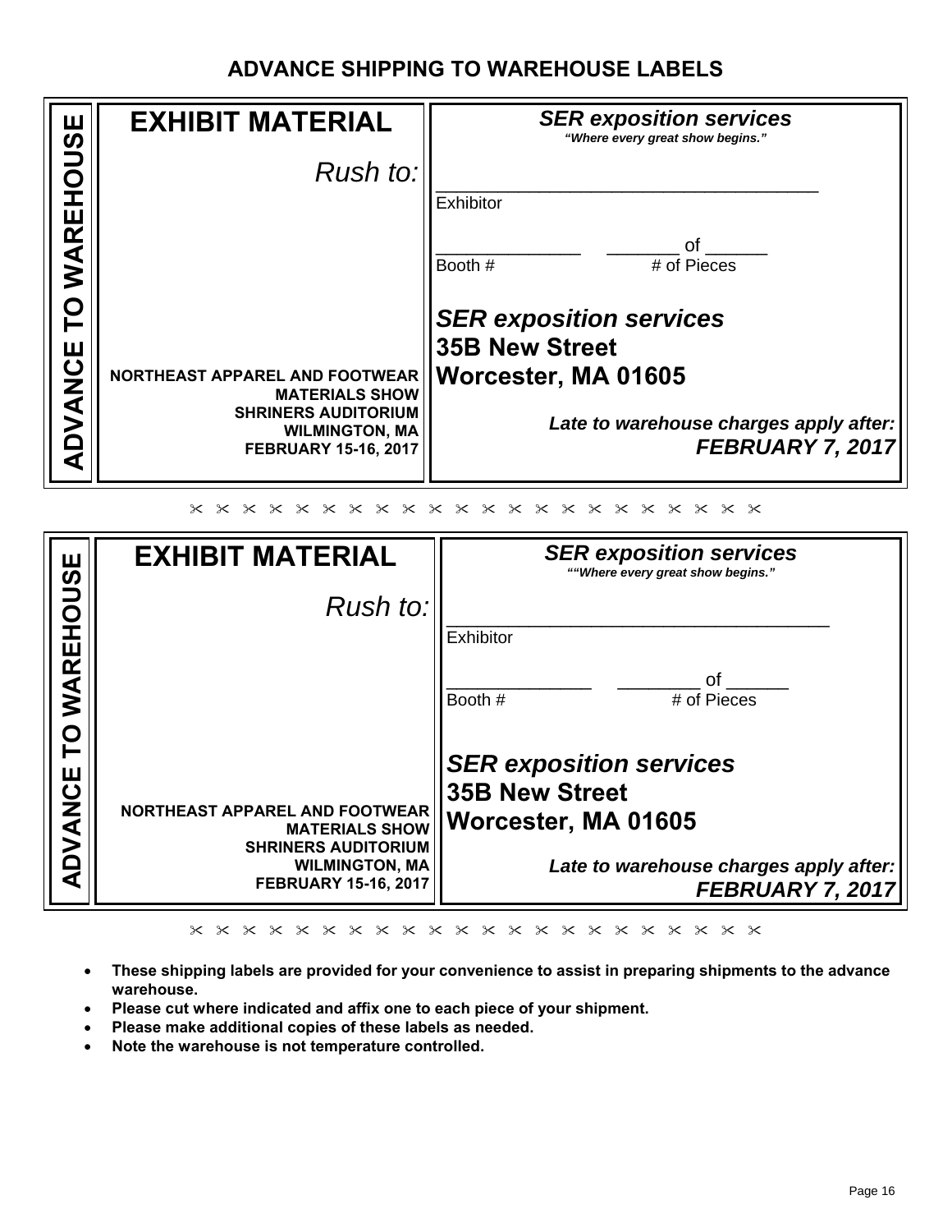# ADVANCE SHIPPING TO WAREHOUSE LABELS

**ADVANCE TO WAREHOUSE**

## EXHIBIT MATERIAL

*Rush to:*

**NORTHEAST APPAREL AND FOOTWEAR MATERIALS SHOW**
**SHRINERS AUDITORIUM**
**WILMINGTON, MA**
**FEBRUARY 15-16, 2017**

***SER exposition services***
***"Where every great show begins."***

\_\_\_\_\_\_\_\_\_\_\_\_\_\_\_\_\_\_\_\_\_\_\_\_\_\_\_\_\_\_\_\_\_\_\_\_
Exhibitor

\_\_\_\_\_\_\_\_\_\_\_\_\_\_\_ \_\_\_\_\_\_\_\_ of \_\_\_\_\_\_
Booth # # of Pieces

***SER exposition services***
**35B New Street**
**Worcester, MA 01605**

***Late to warehouse charges apply after:***
***FEBRUARY 7, 2017***

✂ ✂ ✂ ✂ ✂ ✂ ✂ ✂ ✂ ✂ ✂ ✂ ✂ ✂ ✂ ✂ ✂ ✂ ✂ ✂ ✂ ✂ ✂ ✂

**ADVANCE TO WAREHOUSE**

## EXHIBIT MATERIAL

*Rush to:*

**NORTHEAST APPAREL AND FOOTWEAR MATERIALS SHOW**
**SHRINERS AUDITORIUM**
**WILMINGTON, MA**
**FEBRUARY 15-16, 2017**

***SER exposition services***
***""Where every great show begins."***

\_\_\_\_\_\_\_\_\_\_\_\_\_\_\_\_\_\_\_\_\_\_\_\_\_\_\_\_\_\_\_\_\_\_\_\_
Exhibitor

\_\_\_\_\_\_\_\_\_\_\_\_\_\_\_ \_\_\_\_\_\_\_\_ of \_\_\_\_\_\_
Booth # # of Pieces

***SER exposition services***
**35B New Street**
**Worcester, MA 01605**

***Late to warehouse charges apply after:***
***FEBRUARY 7, 2017***

✂ ✂ ✂ ✂ ✂ ✂ ✂ ✂ ✂ ✂ ✂ ✂ ✂ ✂ ✂ ✂ ✂ ✂ ✂ ✂ ✂ ✂ ✂ ✂

- **These shipping labels are provided for your convenience to assist in preparing shipments to the advance warehouse.**
- **Please cut where indicated and affix one to each piece of your shipment.**
- **Please make additional copies of these labels as needed.**
- **Note the warehouse is not temperature controlled.**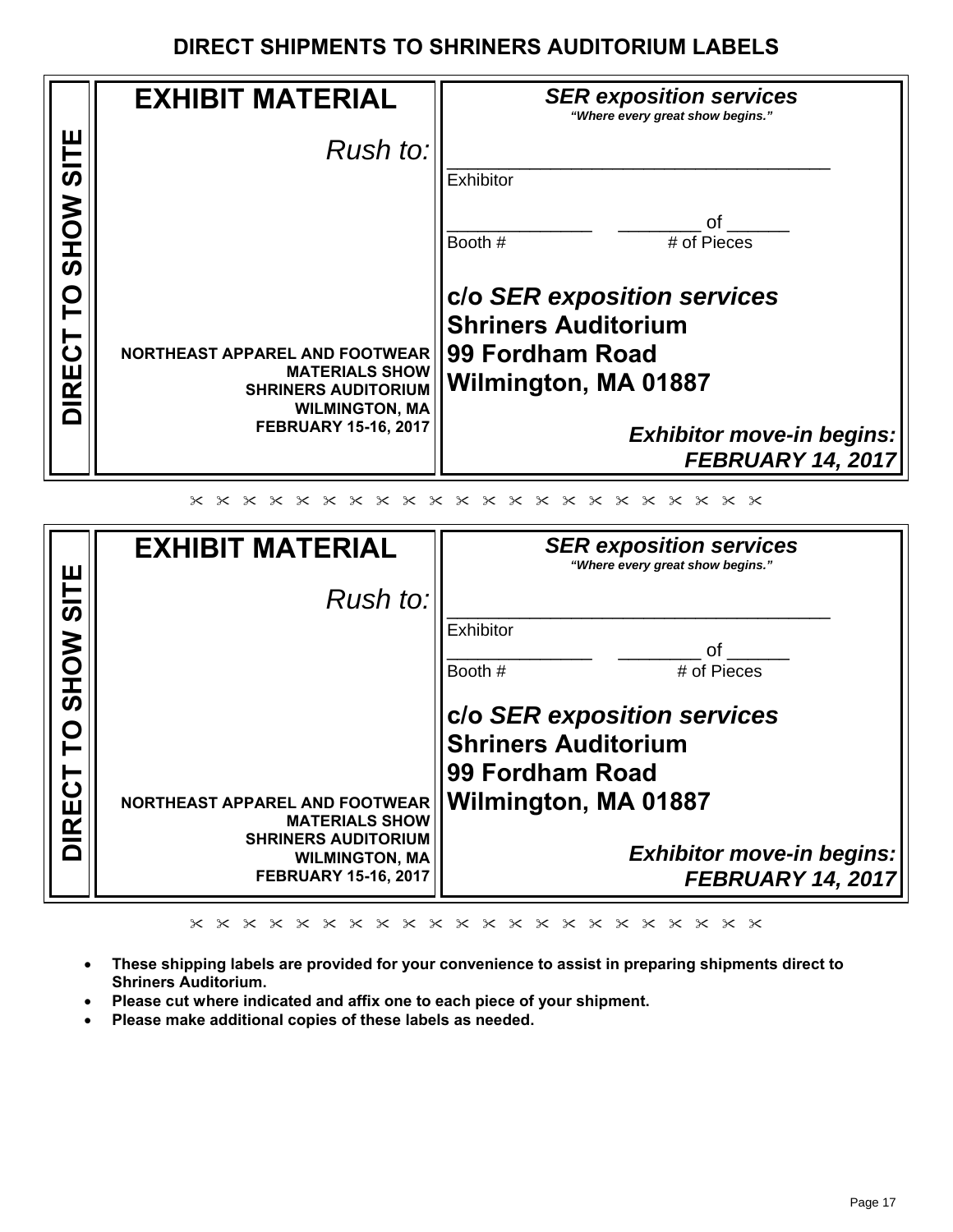# DIRECT SHIPMENTS TO SHRINERS AUDITORIUM LABELS

**DIRECT TO SHOW SITE**

## EXHIBIT MATERIAL

*Rush to:*

**NORTHEAST APPAREL AND FOOTWEAR MATERIALS SHOW**
**SHRINERS AUDITORIUM**
**WILMINGTON, MA**
**FEBRUARY 15-16, 2017**

***SER exposition services***
***"Where every great show begins."***

________________________________
Exhibitor

______________ ________ of ______
Booth # # of Pieces

**c/o *SER exposition services***
**Shriners Auditorium**
**99 Fordham Road**
**Wilmington, MA 01887**

***Exhibitor move-in begins:***
***FEBRUARY 14, 2017***

✂ ✂ ✂ ✂ ✂ ✂ ✂ ✂ ✂ ✂ ✂ ✂ ✂ ✂ ✂ ✂ ✂ ✂ ✂ ✂ ✂ ✂ ✂

**DIRECT TO SHOW SITE**

## EXHIBIT MATERIAL

*Rush to:*

**NORTHEAST APPAREL AND FOOTWEAR MATERIALS SHOW**
**SHRINERS AUDITORIUM**
**WILMINGTON, MA**
**FEBRUARY 15-16, 2017**

***SER exposition services***
***"Where every great show begins."***

________________________________
Exhibitor

______________ ________ of ______
Booth # # of Pieces

**c/o *SER exposition services***
**Shriners Auditorium**
**99 Fordham Road**
**Wilmington, MA 01887**

***Exhibitor move-in begins:***
***FEBRUARY 14, 2017***

✂ ✂ ✂ ✂ ✂ ✂ ✂ ✂ ✂ ✂ ✂ ✂ ✂ ✂ ✂ ✂ ✂ ✂ ✂ ✂ ✂ ✂ ✂

- **These shipping labels are provided for your convenience to assist in preparing shipments direct to Shriners Auditorium.**
- **Please cut where indicated and affix one to each piece of your shipment.**
- **Please make additional copies of these labels as needed.**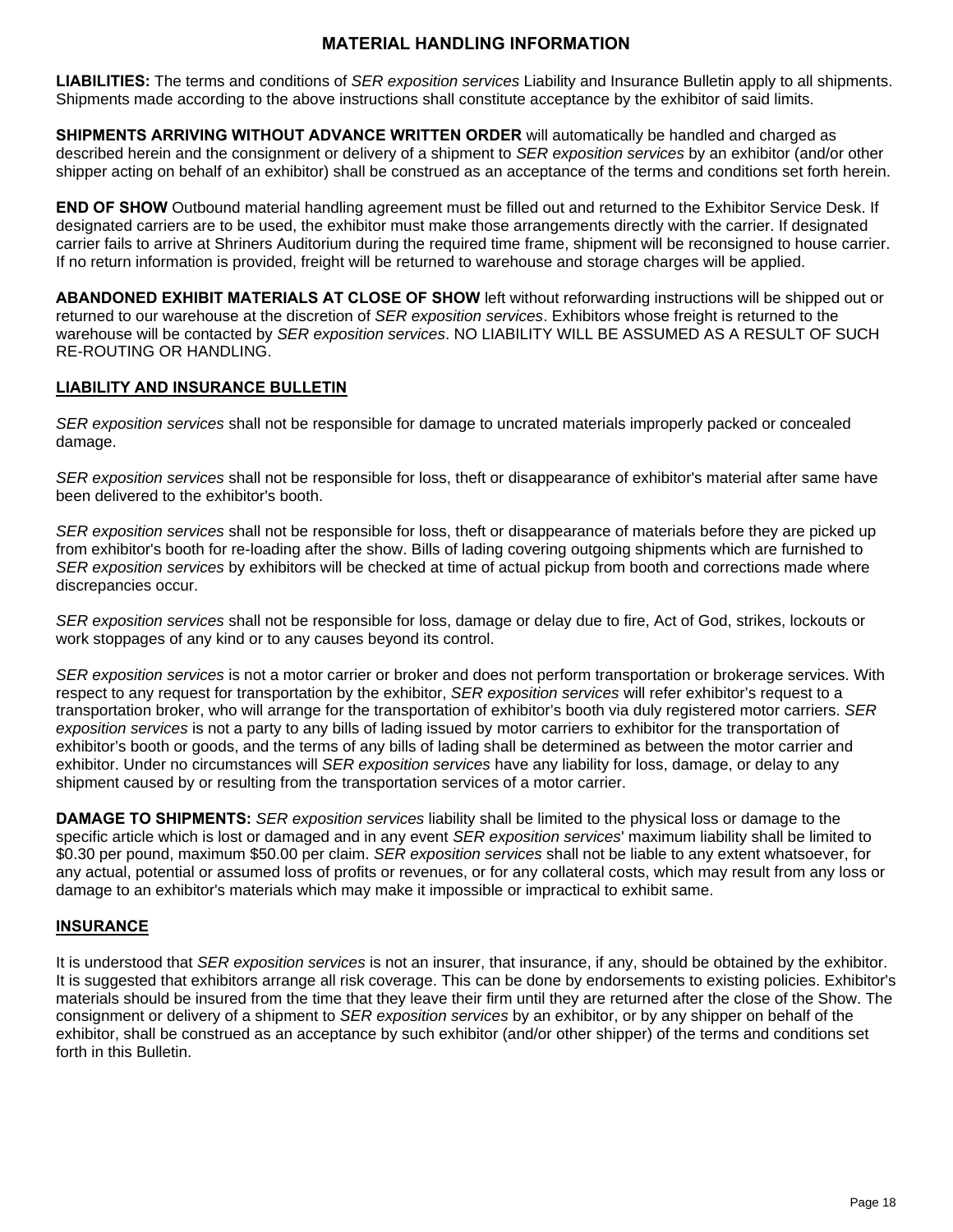# MATERIAL HANDLING INFORMATION

**LIABILITIES:** The terms and conditions of *SER exposition services* Liability and Insurance Bulletin apply to all shipments. Shipments made according to the above instructions shall constitute acceptance by the exhibitor of said limits.

**SHIPMENTS ARRIVING WITHOUT ADVANCE WRITTEN ORDER** will automatically be handled and charged as described herein and the consignment or delivery of a shipment to *SER exposition services* by an exhibitor (and/or other shipper acting on behalf of an exhibitor) shall be construed as an acceptance of the terms and conditions set forth herein.

**END OF SHOW** Outbound material handling agreement must be filled out and returned to the Exhibitor Service Desk. If designated carriers are to be used, the exhibitor must make those arrangements directly with the carrier. If designated carrier fails to arrive at Shriners Auditorium during the required time frame, shipment will be reconsigned to house carrier. If no return information is provided, freight will be returned to warehouse and storage charges will be applied.

**ABANDONED EXHIBIT MATERIALS AT CLOSE OF SHOW** left without reforwarding instructions will be shipped out or returned to our warehouse at the discretion of *SER exposition services*. Exhibitors whose freight is returned to the warehouse will be contacted by *SER exposition services*. NO LIABILITY WILL BE ASSUMED AS A RESULT OF SUCH RE-ROUTING OR HANDLING.

## LIABILITY AND INSURANCE BULLETIN

*SER exposition services* shall not be responsible for damage to uncrated materials improperly packed or concealed damage.

*SER exposition services* shall not be responsible for loss, theft or disappearance of exhibitor's material after same have been delivered to the exhibitor's booth.

*SER exposition services* shall not be responsible for loss, theft or disappearance of materials before they are picked up from exhibitor's booth for re-loading after the show. Bills of lading covering outgoing shipments which are furnished to *SER exposition services* by exhibitors will be checked at time of actual pickup from booth and corrections made where discrepancies occur.

*SER exposition services* shall not be responsible for loss, damage or delay due to fire, Act of God, strikes, lockouts or work stoppages of any kind or to any causes beyond its control.

*SER exposition services* is not a motor carrier or broker and does not perform transportation or brokerage services. With respect to any request for transportation by the exhibitor, *SER exposition services* will refer exhibitor's request to a transportation broker, who will arrange for the transportation of exhibitor's booth via duly registered motor carriers. *SER exposition services* is not a party to any bills of lading issued by motor carriers to exhibitor for the transportation of exhibitor's booth or goods, and the terms of any bills of lading shall be determined as between the motor carrier and exhibitor. Under no circumstances will *SER exposition services* have any liability for loss, damage, or delay to any shipment caused by or resulting from the transportation services of a motor carrier.

**DAMAGE TO SHIPMENTS:** *SER exposition services* liability shall be limited to the physical loss or damage to the specific article which is lost or damaged and in any event *SER exposition services*' maximum liability shall be limited to $0.30 per pound, maximum $50.00 per claim. *SER exposition services* shall not be liable to any extent whatsoever, for any actual, potential or assumed loss of profits or revenues, or for any collateral costs, which may result from any loss or damage to an exhibitor's materials which may make it impossible or impractical to exhibit same.

## INSURANCE

It is understood that *SER exposition services* is not an insurer, that insurance, if any, should be obtained by the exhibitor. It is suggested that exhibitors arrange all risk coverage. This can be done by endorsements to existing policies. Exhibitor's materials should be insured from the time that they leave their firm until they are returned after the close of the Show. The consignment or delivery of a shipment to *SER exposition services* by an exhibitor, or by any shipper on behalf of the exhibitor, shall be construed as an acceptance by such exhibitor (and/or other shipper) of the terms and conditions set forth in this Bulletin.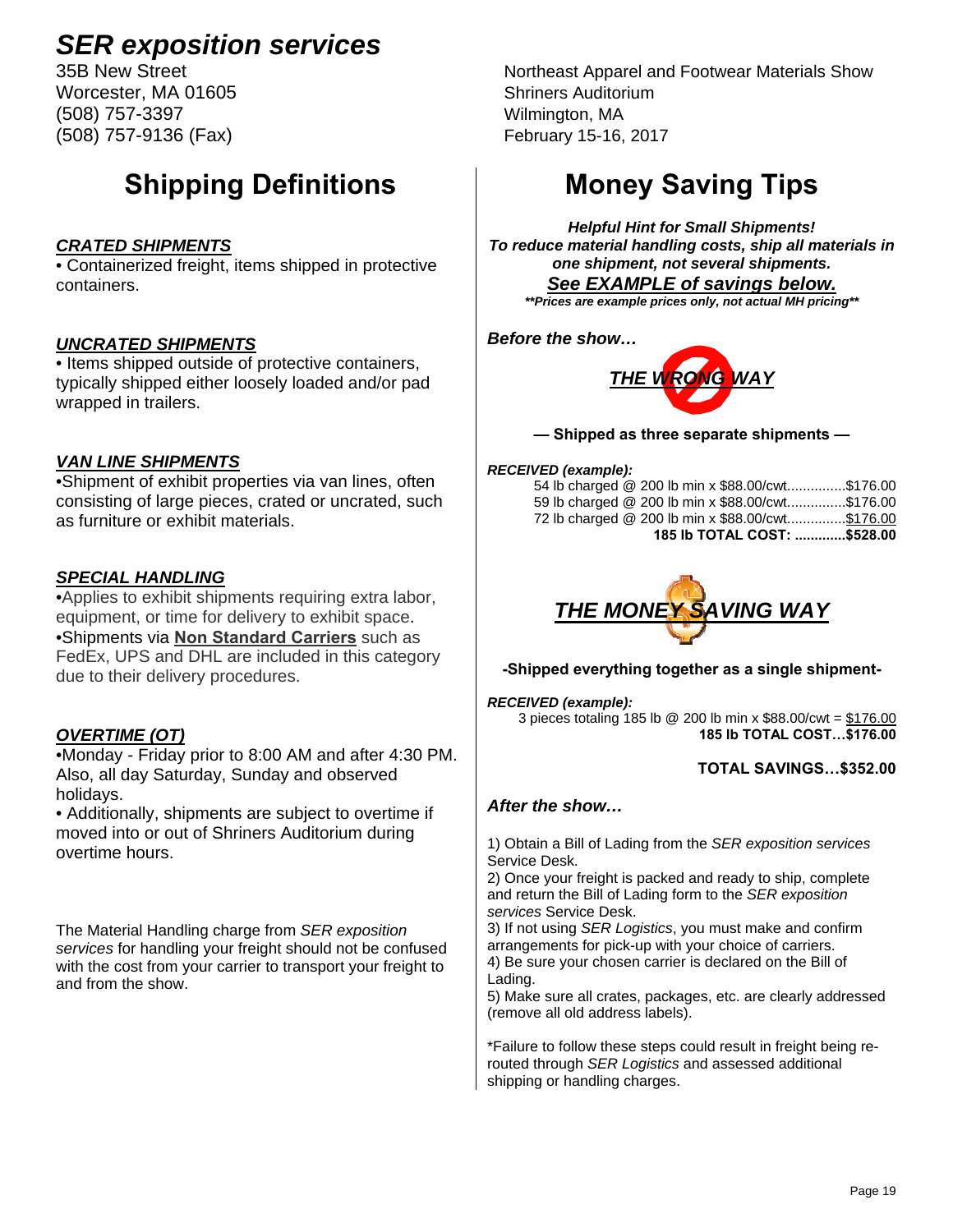# *SER exposition services*

35B New Street
Worcester, MA 01605
(508) 757-3397
(508) 757-9136 (Fax)

Northeast Apparel and Footwear Materials Show
Shriners Auditorium
Wilmington, MA
February 15-16, 2017

## Shipping Definitions

***CRATED SHIPMENTS***

• Containerized freight, items shipped in protective containers.

***UNCRATED SHIPMENTS***

• Items shipped outside of protective containers, typically shipped either loosely loaded and/or pad wrapped in trailers.

***VAN LINE SHIPMENTS***

•Shipment of exhibit properties via van lines, often consisting of large pieces, crated or uncrated, such as furniture or exhibit materials.

***SPECIAL HANDLING***

•Applies to exhibit shipments requiring extra labor, equipment, or time for delivery to exhibit space.
•Shipments via **Non Standard Carriers** such as FedEx, UPS and DHL are included in this category due to their delivery procedures.

***OVERTIME (OT)***

•Monday - Friday prior to 8:00 AM and after 4:30 PM. Also, all day Saturday, Sunday and observed holidays.
• Additionally, shipments are subject to overtime if moved into or out of Shriners Auditorium during overtime hours.

The Material Handling charge from *SER exposition services* for handling your freight should not be confused with the cost from your carrier to transport your freight to and from the show.

## Money Saving Tips

***Helpful Hint for Small Shipments!***
***To reduce material handling costs, ship all materials in one shipment, not several shipments.***
***See EXAMPLE of savings below.***
***\*\*Prices are example prices only, not actual MH pricing\*\****

***Before the show…***

***THE WRONG WAY***

**— Shipped as three separate shipments —**

***RECEIVED (example):***

54 lb charged @ 200 lb min x $88.00/cwt...............$176.00
59 lb charged @ 200 lb min x $88.00/cwt...............$176.00
72 lb charged @ 200 lb min x $88.00/cwt...............$176.00
**185 lb TOTAL COST: .............$528.00**

***THE MONEY SAVING WAY***

**-Shipped everything together as a single shipment-**

***RECEIVED (example):***

3 pieces totaling 185 lb @ 200 lb min x $88.00/cwt = $176.00
**185 lb TOTAL COST…$176.00**

**TOTAL SAVINGS…$352.00**

***After the show…***

1) Obtain a Bill of Lading from the *SER exposition services* Service Desk.
2) Once your freight is packed and ready to ship, complete and return the Bill of Lading form to the *SER exposition services* Service Desk.
3) If not using *SER Logistics*, you must make and confirm arrangements for pick-up with your choice of carriers.
4) Be sure your chosen carrier is declared on the Bill of Lading.
5) Make sure all crates, packages, etc. are clearly addressed (remove all old address labels).

*Failure to follow these steps could result in freight being re-routed through *SER Logistics* and assessed additional shipping or handling charges.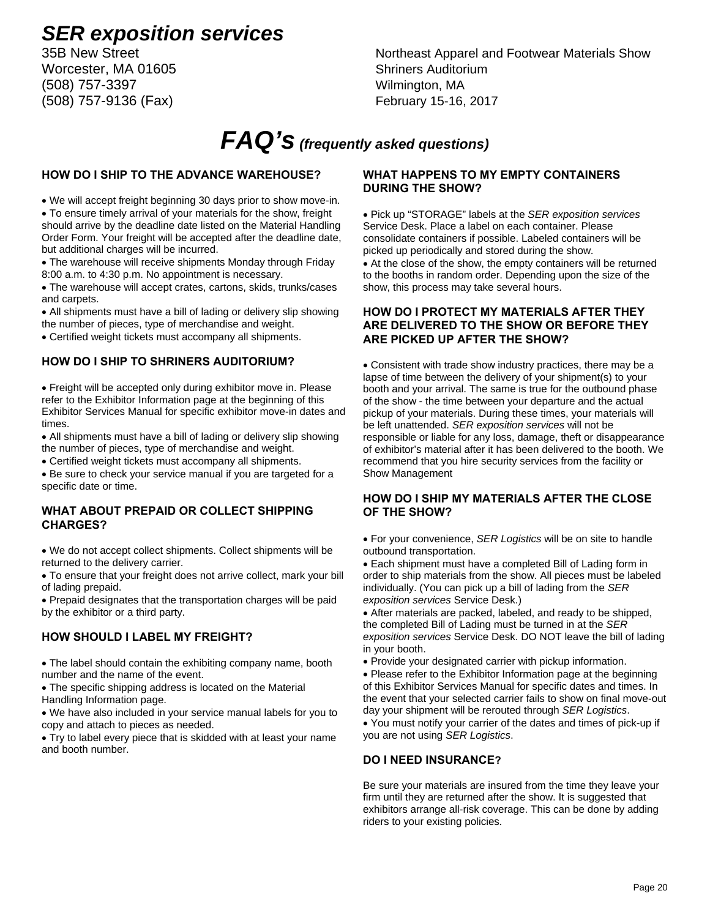# *SER exposition services*

35B New Street
Worcester, MA 01605
(508) 757-3397
(508) 757-9136 (Fax)

Northeast Apparel and Footwear Materials Show
Shriners Auditorium
Wilmington, MA
February 15-16, 2017

# *FAQ's (frequently asked questions)*

### HOW DO I SHIP TO THE ADVANCE WAREHOUSE?

- We will accept freight beginning 30 days prior to show move-in.
- To ensure timely arrival of your materials for the show, freight should arrive by the deadline date listed on the Material Handling Order Form. Your freight will be accepted after the deadline date, but additional charges will be incurred.
- The warehouse will receive shipments Monday through Friday 8:00 a.m. to 4:30 p.m. No appointment is necessary.
- The warehouse will accept crates, cartons, skids, trunks/cases and carpets.
- All shipments must have a bill of lading or delivery slip showing the number of pieces, type of merchandise and weight.
- Certified weight tickets must accompany all shipments.

### HOW DO I SHIP TO SHRINERS AUDITORIUM?

- Freight will be accepted only during exhibitor move in. Please refer to the Exhibitor Information page at the beginning of this Exhibitor Services Manual for specific exhibitor move-in dates and times.
- All shipments must have a bill of lading or delivery slip showing the number of pieces, type of merchandise and weight.
- Certified weight tickets must accompany all shipments.
- Be sure to check your service manual if you are targeted for a specific date or time.

### WHAT ABOUT PREPAID OR COLLECT SHIPPING CHARGES?

- We do not accept collect shipments. Collect shipments will be returned to the delivery carrier.
- To ensure that your freight does not arrive collect, mark your bill of lading prepaid.
- Prepaid designates that the transportation charges will be paid by the exhibitor or a third party.

### HOW SHOULD I LABEL MY FREIGHT?

- The label should contain the exhibiting company name, booth number and the name of the event.
- The specific shipping address is located on the Material Handling Information page.
- We have also included in your service manual labels for you to copy and attach to pieces as needed.
- Try to label every piece that is skidded with at least your name and booth number.

### WHAT HAPPENS TO MY EMPTY CONTAINERS DURING THE SHOW?

- Pick up "STORAGE" labels at the *SER exposition services* Service Desk. Place a label on each container. Please consolidate containers if possible. Labeled containers will be picked up periodically and stored during the show.
- At the close of the show, the empty containers will be returned to the booths in random order. Depending upon the size of the show, this process may take several hours.

### HOW DO I PROTECT MY MATERIALS AFTER THEY ARE DELIVERED TO THE SHOW OR BEFORE THEY ARE PICKED UP AFTER THE SHOW?

- Consistent with trade show industry practices, there may be a lapse of time between the delivery of your shipment(s) to your booth and your arrival. The same is true for the outbound phase of the show - the time between your departure and the actual pickup of your materials. During these times, your materials will be left unattended. *SER exposition services* will not be responsible or liable for any loss, damage, theft or disappearance of exhibitor's material after it has been delivered to the booth. We recommend that you hire security services from the facility or Show Management

### HOW DO I SHIP MY MATERIALS AFTER THE CLOSE OF THE SHOW?

- For your convenience, *SER Logistics* will be on site to handle outbound transportation.
- Each shipment must have a completed Bill of Lading form in order to ship materials from the show. All pieces must be labeled individually. (You can pick up a bill of lading from the *SER exposition services* Service Desk.)
- After materials are packed, labeled, and ready to be shipped, the completed Bill of Lading must be turned in at the *SER exposition services* Service Desk. DO NOT leave the bill of lading in your booth.
- Provide your designated carrier with pickup information.
- Please refer to the Exhibitor Information page at the beginning of this Exhibitor Services Manual for specific dates and times. In the event that your selected carrier fails to show on final move-out day your shipment will be rerouted through *SER Logistics*.
- You must notify your carrier of the dates and times of pick-up if you are not using *SER Logistics*.

### DO I NEED INSURANCE?

Be sure your materials are insured from the time they leave your firm until they are returned after the show. It is suggested that exhibitors arrange all-risk coverage. This can be done by adding riders to your existing policies.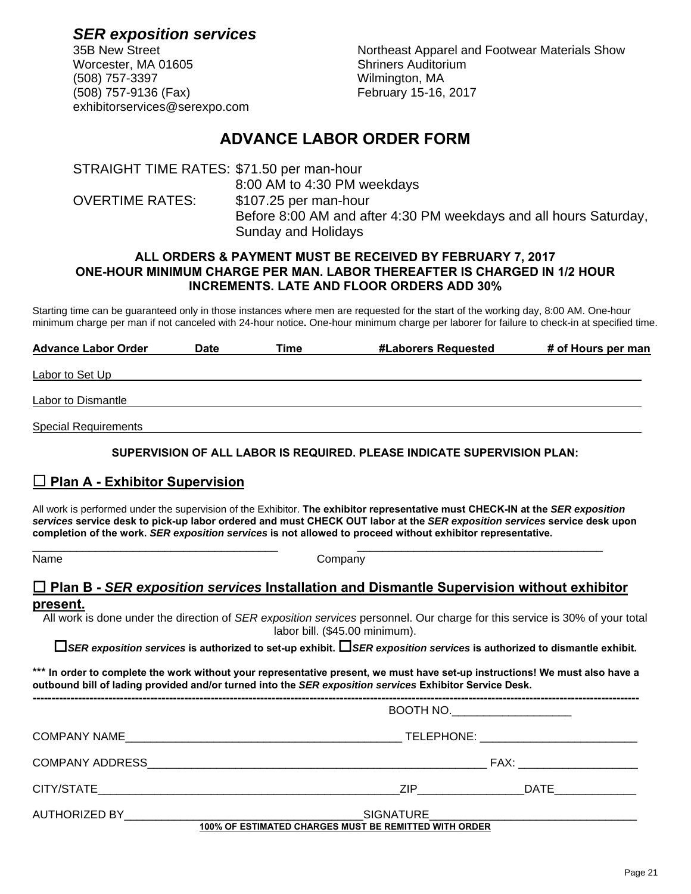***SER exposition services***
35B New Street
Worcester, MA 01605
(508) 757-3397
(508) 757-9136 (Fax)
exhibitorservices@serexpo.com

Northeast Apparel and Footwear Materials Show
Shriners Auditorium
Wilmington, MA
February 15-16, 2017

# ADVANCE LABOR ORDER FORM

STRAIGHT TIME RATES: $71.50 per man-hour
8:00 AM to 4:30 PM weekdays

OVERTIME RATES: $107.25 per man-hour
Before 8:00 AM and after 4:30 PM weekdays and all hours Saturday, Sunday and Holidays

**ALL ORDERS & PAYMENT MUST BE RECEIVED BY FEBRUARY 7, 2017**
**ONE-HOUR MINIMUM CHARGE PER MAN. LABOR THEREAFTER IS CHARGED IN 1/2 HOUR INCREMENTS. LATE AND FLOOR ORDERS ADD 30%**

Starting time can be guaranteed only in those instances where men are requested for the start of the working day, 8:00 AM. One-hour minimum charge per man if not canceled with 24-hour notice**.** One-hour minimum charge per laborer for failure to check-in at specified time.

| Advance Labor Order | Date | Time | #Laborers Requested | # of Hours per man |
|---|---|---|---|---|
| Labor to Set Up | | | | |
| Labor to Dismantle | | | | |
| Special Requirements | | | | |

**SUPERVISION OF ALL LABOR IS REQUIRED. PLEASE INDICATE SUPERVISION PLAN:**

## ☐ Plan A - Exhibitor Supervision

All work is performed under the supervision of the Exhibitor. **The exhibitor representative must CHECK-IN at the *SER exposition services* service desk to pick-up labor ordered and must CHECK OUT labor at the *SER exposition services* service desk upon completion of the work. *SER exposition services* is not allowed to proceed without exhibitor representative.**

Name \_\_\_\_\_\_\_\_\_\_\_\_\_\_\_\_\_\_\_\_\_\_\_\_\_\_\_\_ Company \_\_\_\_\_\_\_\_\_\_\_\_\_\_\_\_\_\_\_\_\_\_\_\_\_\_\_\_

## ☐ Plan B - *SER exposition services* Installation and Dismantle Supervision without exhibitor present.

All work is done under the direction of *SER exposition services* personnel. Our charge for this service is 30% of your total labor bill. ($45.00 minimum).

☐***SER exposition services* is authorized to set-up exhibit.** ☐***SER exposition services* is authorized to dismantle exhibit.**

**\*\*\* In order to complete the work without your representative present, we must have set-up instructions! We must also have a outbound bill of lading provided and/or turned into the *SER exposition services* Exhibitor Service Desk.**

---

BOOTH NO.\_\_\_\_\_\_\_\_\_\_\_\_\_\_\_\_\_\_\_

COMPANY NAME\_\_\_\_\_\_\_\_\_\_\_\_\_\_\_\_\_\_\_\_\_\_\_\_\_\_\_\_\_\_\_\_\_\_\_ TELEPHONE: \_\_\_\_\_\_\_\_\_\_\_\_\_\_\_\_\_\_\_\_\_\_\_\_

COMPANY ADDRESS\_\_\_\_\_\_\_\_\_\_\_\_\_\_\_\_\_\_\_\_\_\_\_\_\_\_\_\_\_\_\_\_\_\_\_\_\_\_\_\_\_ FAX: \_\_\_\_\_\_\_\_\_\_\_\_\_\_\_\_\_\_\_

CITY/STATE\_\_\_\_\_\_\_\_\_\_\_\_\_\_\_\_\_\_\_\_\_\_\_\_\_\_\_\_\_\_\_\_\_\_\_\_\_\_\_\_\_\_ZIP\_\_\_\_\_\_\_\_\_\_\_\_\_\_\_\_DATE\_\_\_\_\_\_\_\_\_\_\_\_\_

AUTHORIZED BY\_\_\_\_\_\_\_\_\_\_\_\_\_\_\_\_\_\_\_\_\_\_\_\_\_\_\_\_\_\_\_\_\_SIGNATURE\_\_\_\_\_\_\_\_\_\_\_\_\_\_\_\_\_\_\_\_\_\_\_\_\_\_\_\_\_\_\_\_\_

**100% OF ESTIMATED CHARGES MUST BE REMITTED WITH ORDER**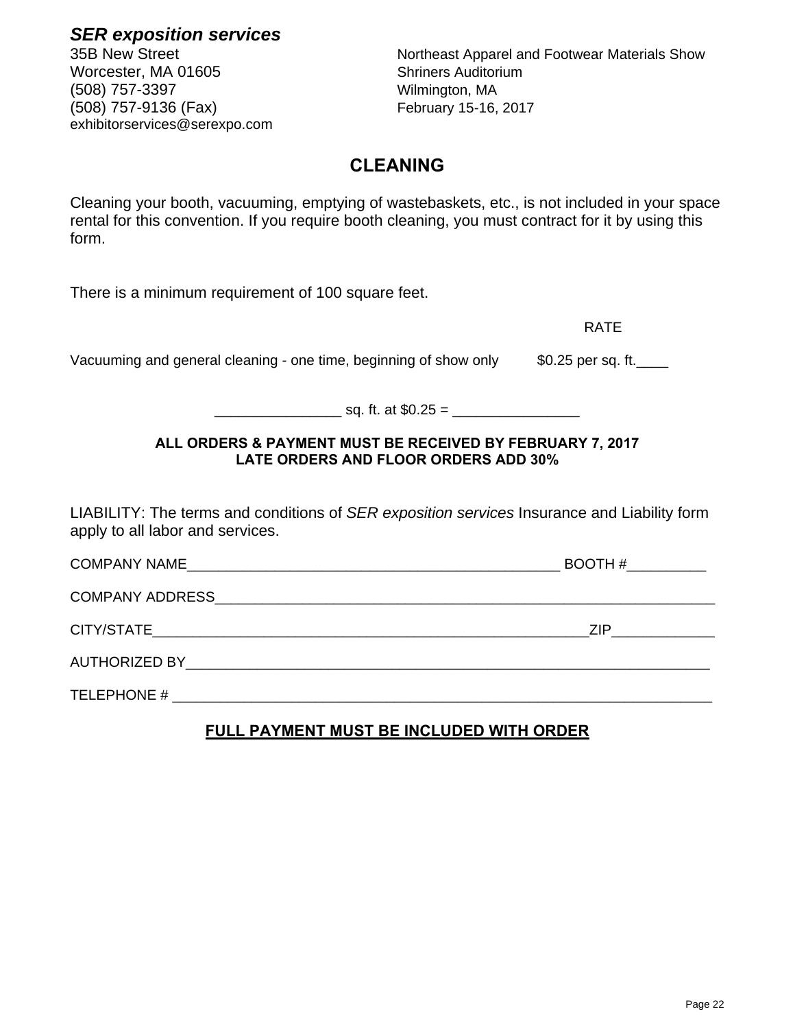***SER exposition services***
35B New Street
Worcester, MA 01605
(508) 757-3397
(508) 757-9136 (Fax)
exhibitorservices@serexpo.com

Northeast Apparel and Footwear Materials Show
Shriners Auditorium
Wilmington, MA
February 15-16, 2017

## CLEANING

Cleaning your booth, vacuuming, emptying of wastebaskets, etc., is not included in your space rental for this convention. If you require booth cleaning, you must contract for it by using this form.

There is a minimum requirement of 100 square feet.

| | RATE |
|---|---|
| Vacuuming and general cleaning - one time, beginning of show only | $0.25 per sq. ft.____ |

________________ sq. ft. at $0.25 = ________________

**ALL ORDERS & PAYMENT MUST BE RECEIVED BY FEBRUARY 7, 2017**
**LATE ORDERS AND FLOOR ORDERS ADD 30%**

LIABILITY: The terms and conditions of *SER exposition services* Insurance and Liability form apply to all labor and services.

COMPANY NAME_________________________________________________ BOOTH #__________

COMPANY ADDRESS__________________________________________________________________

CITY/STATE_________________________________________________________ZIP_____________

AUTHORIZED BY_____________________________________________________________________

TELEPHONE # _______________________________________________________________________

**FULL PAYMENT MUST BE INCLUDED WITH ORDER**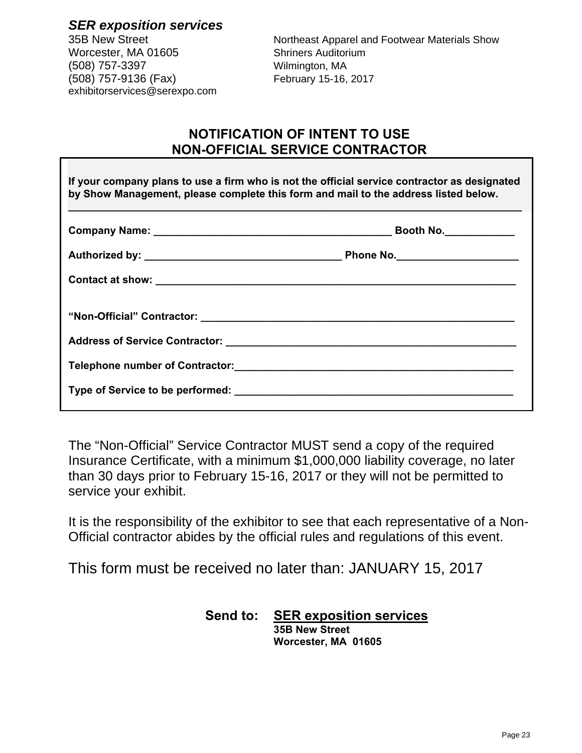***SER exposition services***
35B New Street
Worcester, MA 01605
(508) 757-3397
(508) 757-9136 (Fax)
exhibitorservices@serexpo.com

Northeast Apparel and Footwear Materials Show
Shriners Auditorium
Wilmington, MA
February 15-16, 2017

## NOTIFICATION OF INTENT TO USE NON-OFFICIAL SERVICE CONTRACTOR

**If your company plans to use a firm who is not the official service contractor as designated by Show Management, please complete this form and mail to the address listed below.**

**Company Name:** ________________________________________ **Booth No.**____________

**Authorized by:** _________________________________ **Phone No.**_____________________

**Contact at show:** ____________________________________________________________

**"Non-Official" Contractor:** ______________________________________________________

**Address of Service Contractor:** __________________________________________________

**Telephone number of Contractor:**_________________________________________________

**Type of Service to be performed:** ________________________________________________

The "Non-Official" Service Contractor MUST send a copy of the required Insurance Certificate, with a minimum $1,000,000 liability coverage, no later than 30 days prior to February 15-16, 2017 or they will not be permitted to service your exhibit.

It is the responsibility of the exhibitor to see that each representative of a Non-Official contractor abides by the official rules and regulations of this event.

This form must be received no later than: JANUARY 15, 2017

**Send to:** **SER exposition services**
**35B New Street**
**Worcester, MA 01605**